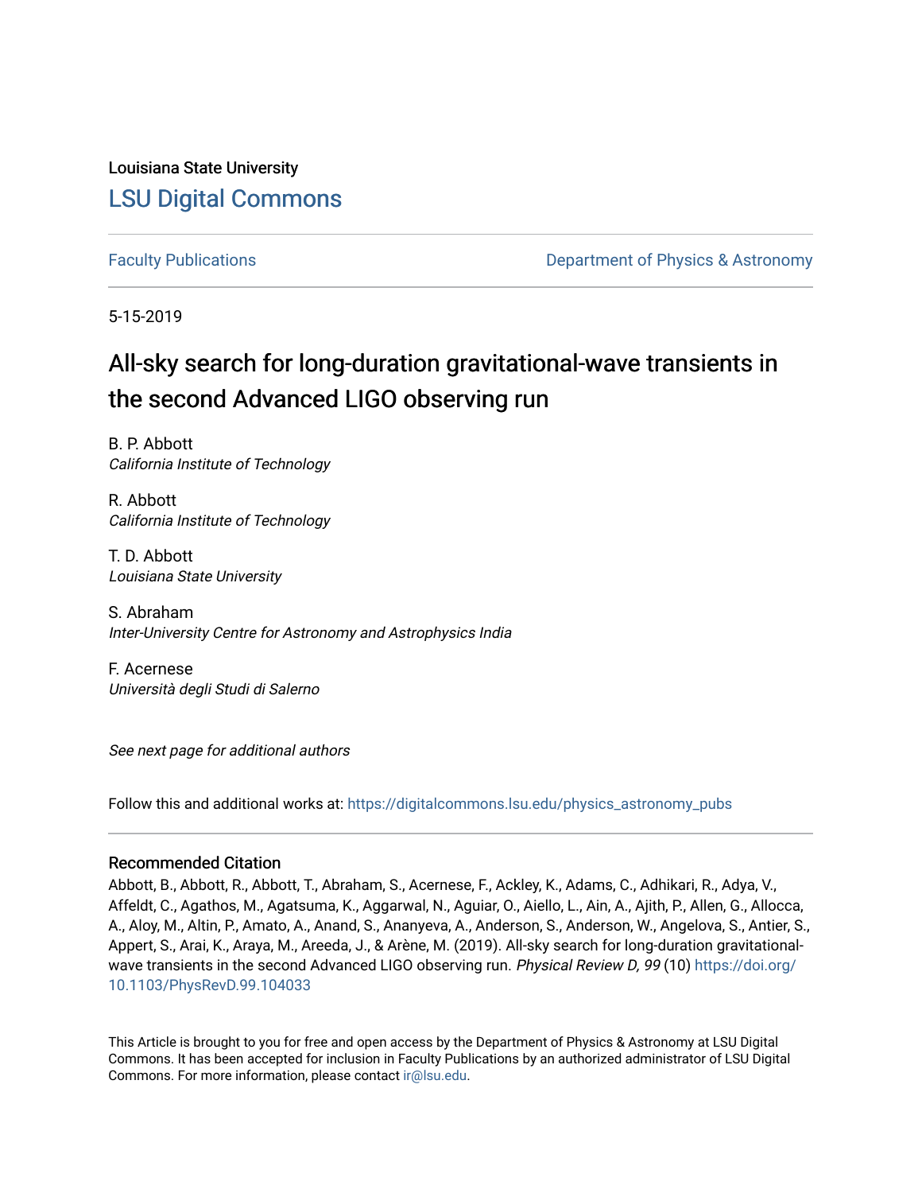Louisiana State University

## LSU Digital Commons

Faculty Publications | Department of Physics & Astronomy

5-15-2019

# All-sky search for long-duration gravitational-wave transients in the second Advanced LIGO observing run

B. P. Abbott
*California Institute of Technology*

R. Abbott
*California Institute of Technology*

T. D. Abbott
*Louisiana State University*

S. Abraham
*Inter-University Centre for Astronomy and Astrophysics India*

F. Acernese
*Università degli Studi di Salerno*

*See next page for additional authors*

Follow this and additional works at: https://digitalcommons.lsu.edu/physics_astronomy_pubs

### Recommended Citation

Abbott, B., Abbott, R., Abbott, T., Abraham, S., Acernese, F., Ackley, K., Adams, C., Adhikari, R., Adya, V., Affeldt, C., Agathos, M., Agatsuma, K., Aggarwal, N., Aguiar, O., Aiello, L., Ain, A., Ajith, P., Allen, G., Allocca, A., Aloy, M., Altin, P., Amato, A., Anand, S., Ananyeva, A., Anderson, S., Anderson, W., Angelova, S., Antier, S., Appert, S., Arai, K., Araya, M., Areeda, J., & Arène, M. (2019). All-sky search for long-duration gravitational-wave transients in the second Advanced LIGO observing run. *Physical Review D, 99* (10) https://doi.org/10.1103/PhysRevD.99.104033

This Article is brought to you for free and open access by the Department of Physics & Astronomy at LSU Digital Commons. It has been accepted for inclusion in Faculty Publications by an authorized administrator of LSU Digital Commons. For more information, please contact ir@lsu.edu.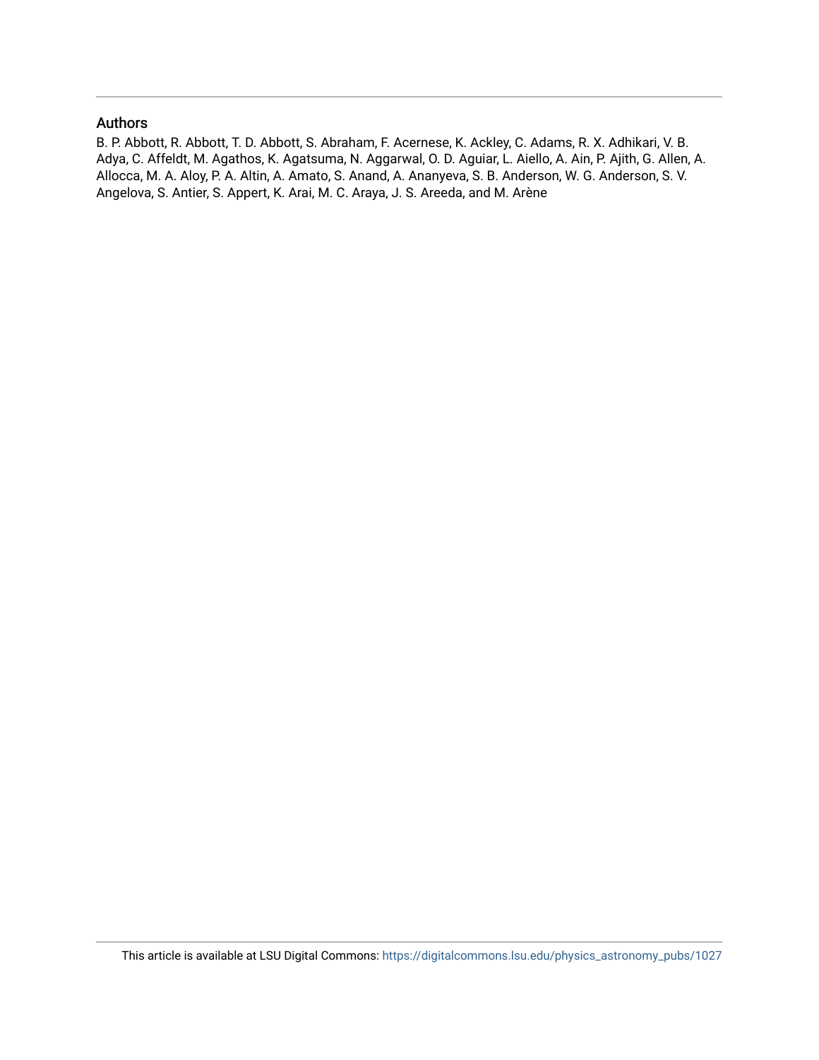## Authors

B. P. Abbott, R. Abbott, T. D. Abbott, S. Abraham, F. Acernese, K. Ackley, C. Adams, R. X. Adhikari, V. B. Adya, C. Affeldt, M. Agathos, K. Agatsuma, N. Aggarwal, O. D. Aguiar, L. Aiello, A. Ain, P. Ajith, G. Allen, A. Allocca, M. A. Aloy, P. A. Altin, A. Amato, S. Anand, A. Ananyeva, S. B. Anderson, W. G. Anderson, S. V. Angelova, S. Antier, S. Appert, K. Arai, M. C. Araya, J. S. Areeda, and M. Arène

This article is available at LSU Digital Commons: https://digitalcommons.lsu.edu/physics_astronomy_pubs/1027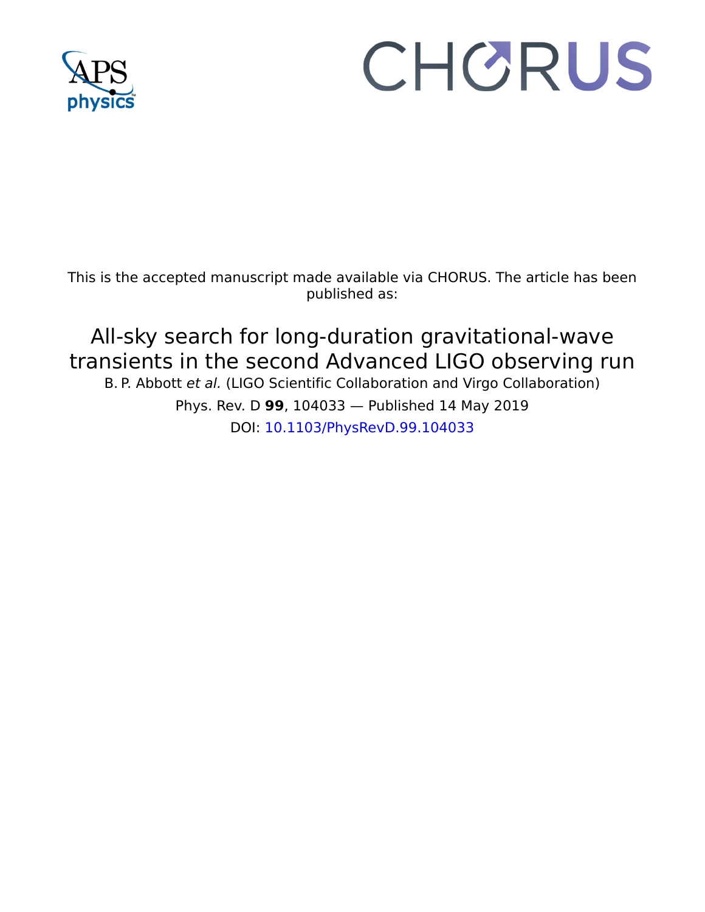This is the accepted manuscript made available via CHORUS. The article has been published as:

# All-sky search for long-duration gravitational-wave transients in the second Advanced LIGO observing run

B. P. Abbott *et al.* (LIGO Scientific Collaboration and Virgo Collaboration)

Phys. Rev. D **99**, 104033 — Published 14 May 2019

DOI: 10.1103/PhysRevD.99.104033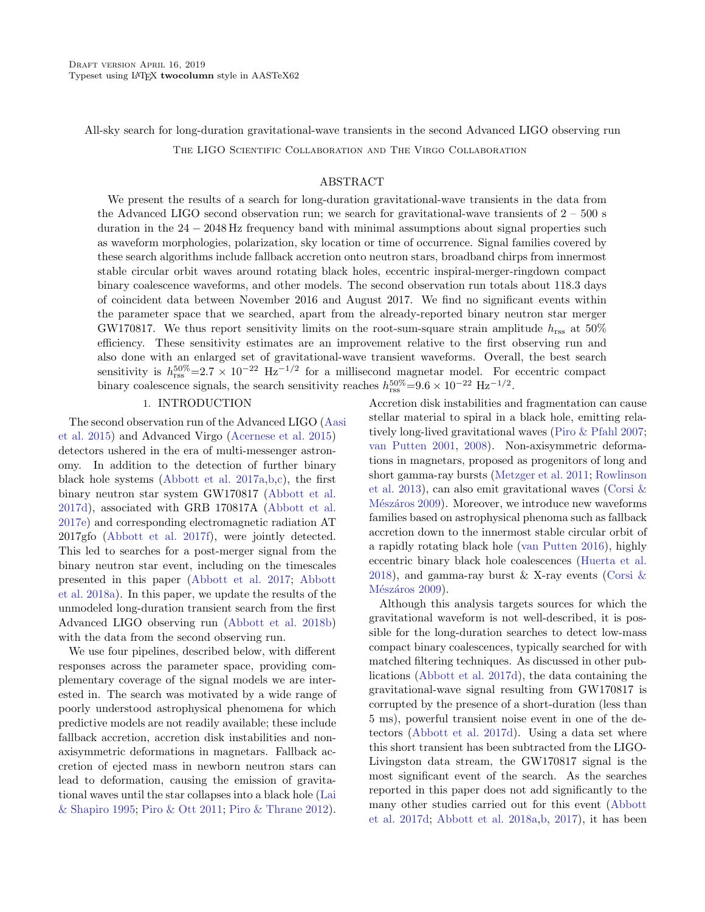Draft version April 16, 2019
Typeset using LaTeX **twocolumn** style in AASTeX62

# All-sky search for long-duration gravitational-wave transients in the second Advanced LIGO observing run

The LIGO Scientific Collaboration and The Virgo Collaboration

## ABSTRACT

We present the results of a search for long-duration gravitational-wave transients in the data from the Advanced LIGO second observation run; we search for gravitational-wave transients of 2 – 500 s duration in the $24 - 2048$ Hz frequency band with minimal assumptions about signal properties such as waveform morphologies, polarization, sky location or time of occurrence. Signal families covered by these search algorithms include fallback accretion onto neutron stars, broadband chirps from innermost stable circular orbit waves around rotating black holes, eccentric inspiral-merger-ringdown compact binary coalescence waveforms, and other models. The second observation run totals about 118.3 days of coincident data between November 2016 and August 2017. We find no significant events within the parameter space that we searched, apart from the already-reported binary neutron star merger GW170817. We thus report sensitivity limits on the root-sum-square strain amplitude $h_{\rm rss}$ at 50% efficiency. These sensitivity estimates are an improvement relative to the first observing run and also done with an enlarged set of gravitational-wave transient waveforms. Overall, the best search sensitivity is $h_{\rm rss}^{50\%}$=$2.7 \times 10^{-22}$ Hz$^{-1/2}$ for a millisecond magnetar model. For eccentric compact binary coalescence signals, the search sensitivity reaches $h_{\rm rss}^{50\%}$=$9.6 \times 10^{-22}$ Hz$^{-1/2}$.

## 1. INTRODUCTION

The second observation run of the Advanced LIGO (Aasi et al. 2015) and Advanced Virgo (Acernese et al. 2015) detectors ushered in the era of multi-messenger astronomy. In addition to the detection of further binary black hole systems (Abbott et al. 2017a,b,c), the first binary neutron star system GW170817 (Abbott et al. 2017d), associated with GRB 170817A (Abbott et al. 2017e) and corresponding electromagnetic radiation AT 2017gfo (Abbott et al. 2017f), were jointly detected. This led to searches for a post-merger signal from the binary neutron star event, including on the timescales presented in this paper (Abbott et al. 2017; Abbott et al. 2018a). In this paper, we update the results of the unmodeled long-duration transient search from the first Advanced LIGO observing run (Abbott et al. 2018b) with the data from the second observing run.

We use four pipelines, described below, with different responses across the parameter space, providing complementary coverage of the signal models we are interested in. The search was motivated by a wide range of poorly understood astrophysical phenomena for which predictive models are not readily available; these include fallback accretion, accretion disk instabilities and non-axisymmetric deformations in magnetars. Fallback accretion of ejected mass in newborn neutron stars can lead to deformation, causing the emission of gravitational waves until the star collapses into a black hole (Lai & Shapiro 1995; Piro & Ott 2011; Piro & Thrane 2012). Accretion disk instabilities and fragmentation can cause stellar material to spiral in a black hole, emitting relatively long-lived gravitational waves (Piro & Pfahl 2007; van Putten 2001, 2008). Non-axisymmetric deformations in magnetars, proposed as progenitors of long and short gamma-ray bursts (Metzger et al. 2011; Rowlinson et al. 2013), can also emit gravitational waves (Corsi & Mészáros 2009). Moreover, we introduce new waveforms families based on astrophysical phenoma such as fallback accretion down to the innermost stable circular orbit of a rapidly rotating black hole (van Putten 2016), highly eccentric binary black hole coalescences (Huerta et al. 2018), and gamma-ray burst & X-ray events (Corsi & Mészáros 2009).

Although this analysis targets sources for which the gravitational waveform is not well-described, it is possible for the long-duration searches to detect low-mass compact binary coalescences, typically searched for with matched filtering techniques. As discussed in other publications (Abbott et al. 2017d), the data containing the gravitational-wave signal resulting from GW170817 is corrupted by the presence of a short-duration (less than 5 ms), powerful transient noise event in one of the detectors (Abbott et al. 2017d). Using a data set where this short transient has been subtracted from the LIGO-Livingston data stream, the GW170817 signal is the most significant event of the search. As the searches reported in this paper does not add significantly to the many other studies carried out for this event (Abbott et al. 2017d; Abbott et al. 2018a,b, 2017), it has been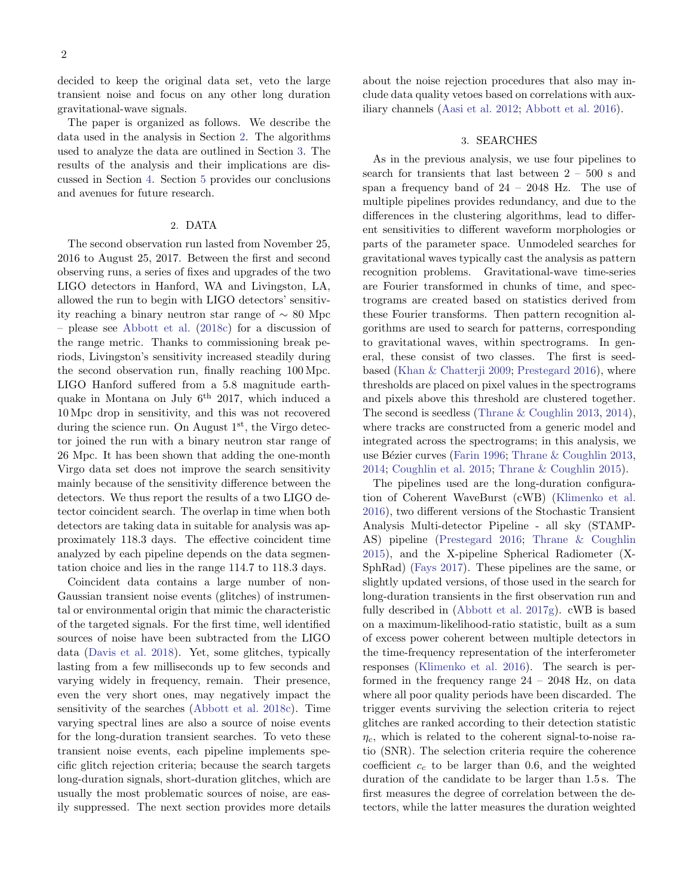decided to keep the original data set, veto the large transient noise and focus on any other long duration gravitational-wave signals.

The paper is organized as follows. We describe the data used in the analysis in Section 2. The algorithms used to analyze the data are outlined in Section 3. The results of the analysis and their implications are discussed in Section 4. Section 5 provides our conclusions and avenues for future research.

## 2. DATA

The second observation run lasted from November 25, 2016 to August 25, 2017. Between the first and second observing runs, a series of fixes and upgrades of the two LIGO detectors in Hanford, WA and Livingston, LA, allowed the run to begin with LIGO detectors' sensitivity reaching a binary neutron star range of $\sim$ 80 Mpc – please see Abbott et al. (2018c) for a discussion of the range metric. Thanks to commissioning break periods, Livingston's sensitivity increased steadily during the second observation run, finally reaching 100 Mpc. LIGO Hanford suffered from a 5.8 magnitude earthquake in Montana on July 6$^{\text{th}}$ 2017, which induced a 10 Mpc drop in sensitivity, and this was not recovered during the science run. On August 1$^{\text{st}}$, the Virgo detector joined the run with a binary neutron star range of 26 Mpc. It has been shown that adding the one-month Virgo data set does not improve the search sensitivity mainly because of the sensitivity difference between the detectors. We thus report the results of a two LIGO detector coincident search. The overlap in time when both detectors are taking data in suitable for analysis was approximately 118.3 days. The effective coincident time analyzed by each pipeline depends on the data segmentation choice and lies in the range 114.7 to 118.3 days.

Coincident data contains a large number of non-Gaussian transient noise events (glitches) of instrumental or environmental origin that mimic the characteristic of the targeted signals. For the first time, well identified sources of noise have been subtracted from the LIGO data (Davis et al. 2018). Yet, some glitches, typically lasting from a few milliseconds up to few seconds and varying widely in frequency, remain. Their presence, even the very short ones, may negatively impact the sensitivity of the searches (Abbott et al. 2018c). Time varying spectral lines are also a source of noise events for the long-duration transient searches. To veto these transient noise events, each pipeline implements specific glitch rejection criteria; because the search targets long-duration signals, short-duration glitches, which are usually the most problematic sources of noise, are easily suppressed. The next section provides more details about the noise rejection procedures that also may include data quality vetoes based on correlations with auxiliary channels (Aasi et al. 2012; Abbott et al. 2016).

## 3. SEARCHES

As in the previous analysis, we use four pipelines to search for transients that last between 2 – 500 s and span a frequency band of 24 – 2048 Hz. The use of multiple pipelines provides redundancy, and due to the differences in the clustering algorithms, lead to different sensitivities to different waveform morphologies or parts of the parameter space. Unmodeled searches for gravitational waves typically cast the analysis as pattern recognition problems. Gravitational-wave time-series are Fourier transformed in chunks of time, and spectrograms are created based on statistics derived from these Fourier transforms. Then pattern recognition algorithms are used to search for patterns, corresponding to gravitational waves, within spectrograms. In general, these consist of two classes. The first is seed-based (Khan & Chatterji 2009; Prestegard 2016), where thresholds are placed on pixel values in the spectrograms and pixels above this threshold are clustered together. The second is seedless (Thrane & Coughlin 2013, 2014), where tracks are constructed from a generic model and integrated across the spectrograms; in this analysis, we use Bézier curves (Farin 1996; Thrane & Coughlin 2013, 2014; Coughlin et al. 2015; Thrane & Coughlin 2015).

The pipelines used are the long-duration configuration of Coherent WaveBurst (cWB) (Klimenko et al. 2016), two different versions of the Stochastic Transient Analysis Multi-detector Pipeline - all sky (STAMP-AS) pipeline (Prestegard 2016; Thrane & Coughlin 2015), and the X-pipeline Spherical Radiometer (X-SphRad) (Fays 2017). These pipelines are the same, or slightly updated versions, of those used in the search for long-duration transients in the first observation run and fully described in (Abbott et al. 2017g). cWB is based on a maximum-likelihood-ratio statistic, built as a sum of excess power coherent between multiple detectors in the time-frequency representation of the interferometer responses (Klimenko et al. 2016). The search is performed in the frequency range 24 – 2048 Hz, on data where all poor quality periods have been discarded. The trigger events surviving the selection criteria to reject glitches are ranked according to their detection statistic $\eta_c$, which is related to the coherent signal-to-noise ratio (SNR). The selection criteria require the coherence coefficient $c_c$ to be larger than 0.6, and the weighted duration of the candidate to be larger than 1.5 s. The first measures the degree of correlation between the detectors, while the latter measures the duration weighted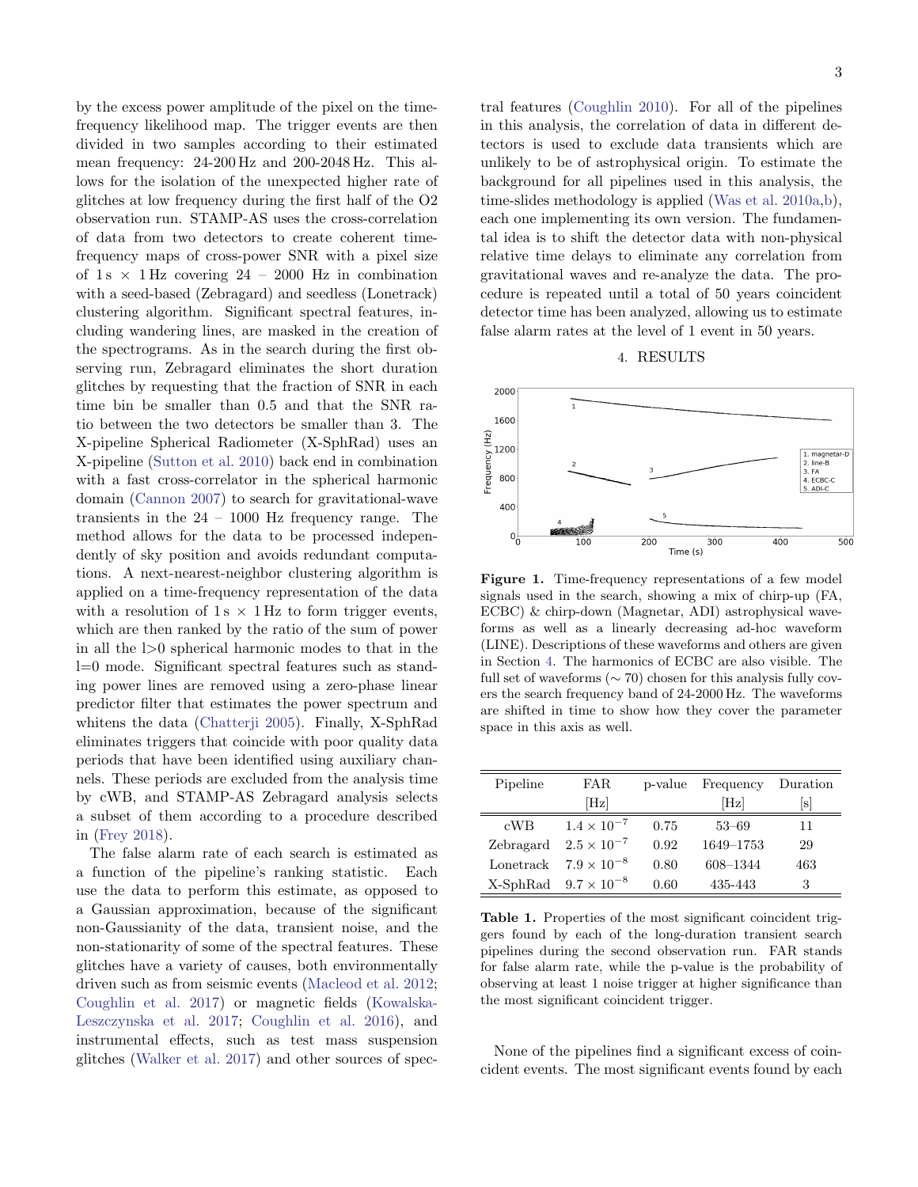by the excess power amplitude of the pixel on the time-frequency likelihood map. The trigger events are then divided in two samples according to their estimated mean frequency: 24-200 Hz and 200-2048 Hz. This allows for the isolation of the unexpected higher rate of glitches at low frequency during the first half of the O2 observation run. STAMP-AS uses the cross-correlation of data from two detectors to create coherent time-frequency maps of cross-power SNR with a pixel size of 1 s $\times$ 1 Hz covering 24 – 2000 Hz in combination with a seed-based (Zebragard) and seedless (Lonetrack) clustering algorithm. Significant spectral features, including wandering lines, are masked in the creation of the spectrograms. As in the search during the first observing run, Zebragard eliminates the short duration glitches by requesting that the fraction of SNR in each time bin be smaller than 0.5 and that the SNR ratio between the two detectors be smaller than 3. The X-pipeline Spherical Radiometer (X-SphRad) uses an X-pipeline (Sutton et al. 2010) back end in combination with a fast cross-correlator in the spherical harmonic domain (Cannon 2007) to search for gravitational-wave transients in the 24 – 1000 Hz frequency range. The method allows for the data to be processed independently of sky position and avoids redundant computations. A next-nearest-neighbor clustering algorithm is applied on a time-frequency representation of the data with a resolution of 1 s $\times$ 1 Hz to form trigger events, which are then ranked by the ratio of the sum of power in all the $l>0$ spherical harmonic modes to that in the $l=0$ mode. Significant spectral features such as standing power lines are removed using a zero-phase linear predictor filter that estimates the power spectrum and whitens the data (Chatterji 2005). Finally, X-SphRad eliminates triggers that coincide with poor quality data periods that have been identified using auxiliary channels. These periods are excluded from the analysis time by cWB, and STAMP-AS Zebragard analysis selects a subset of them according to a procedure described in (Frey 2018).

The false alarm rate of each search is estimated as a function of the pipeline's ranking statistic. Each use the data to perform this estimate, as opposed to a Gaussian approximation, because of the significant non-Gaussianity of the data, transient noise, and the non-stationarity of some of the spectral features. These glitches have a variety of causes, both environmentally driven such as from seismic events (Macleod et al. 2012; Coughlin et al. 2017) or magnetic fields (Kowalska-Leszczynska et al. 2017; Coughlin et al. 2016), and instrumental effects, such as test mass suspension glitches (Walker et al. 2017) and other sources of spectral features (Coughlin 2010). For all of the pipelines in this analysis, the correlation of data in different detectors is used to exclude data transients which are unlikely to be of astrophysical origin. To estimate the background for all pipelines used in this analysis, the time-slides methodology is applied (Was et al. 2010a,b), each one implementing its own version. The fundamental idea is to shift the detector data with non-physical relative time delays to eliminate any correlation from gravitational waves and re-analyze the data. The procedure is repeated until a total of 50 years coincident detector time has been analyzed, allowing us to estimate false alarm rates at the level of 1 event in 50 years.

## 4. RESULTS

**Figure 1.** Time-frequency representations of a few model signals used in the search, showing a mix of chirp-up (FA, ECBC) & chirp-down (Magnetar, ADI) astrophysical waveforms as well as a linearly decreasing ad-hoc waveform (LINE). Descriptions of these waveforms and others are given in Section 4. The harmonics of ECBC are also visible. The full set of waveforms ($\sim$ 70) chosen for this analysis fully covers the search frequency band of 24-2000 Hz. The waveforms are shifted in time to show how they cover the parameter space in this axis as well.

| Pipeline | FAR [Hz] | p-value | Frequency [Hz] | Duration [s] |
|---|---|---|---|---|
| cWB | $1.4 \times 10^{-7}$ | 0.75 | 53–69 | 11 |
| Zebragard | $2.5 \times 10^{-7}$ | 0.92 | 1649–1753 | 29 |
| Lonetrack | $7.9 \times 10^{-8}$ | 0.80 | 608–1344 | 463 |
| X-SphRad | $9.7 \times 10^{-8}$ | 0.60 | 435-443 | 3 |

**Table 1.** Properties of the most significant coincident triggers found by each of the long-duration transient search pipelines during the second observation run. FAR stands for false alarm rate, while the p-value is the probability of observing at least 1 noise trigger at higher significance than the most significant coincident trigger.

None of the pipelines find a significant excess of coincident events. The most significant events found by each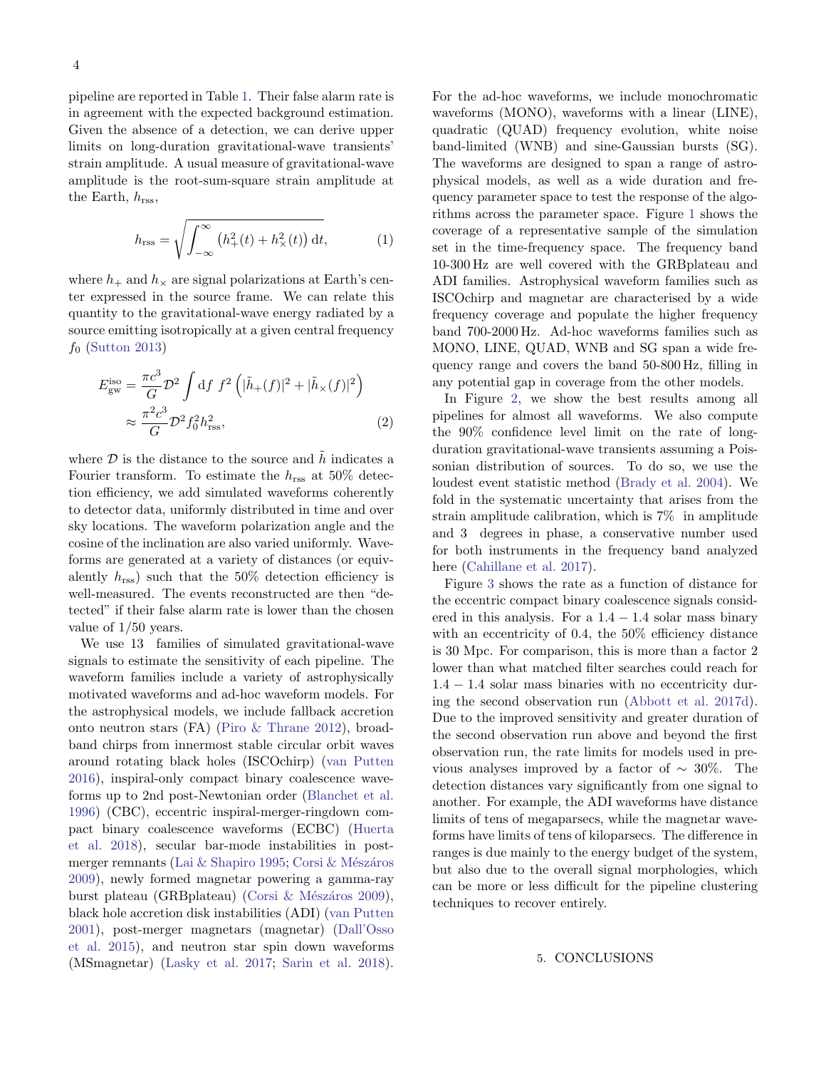pipeline are reported in Table 1. Their false alarm rate is in agreement with the expected background estimation. Given the absence of a detection, we can derive upper limits on long-duration gravitational-wave transients' strain amplitude. A usual measure of gravitational-wave amplitude is the root-sum-square strain amplitude at the Earth, $h_{\rm rss}$,

$$h_{\rm rss} = \sqrt{\int_{-\infty}^{\infty} \left(h_+^2(t) + h_\times^2(t)\right) {\rm d}t}, \quad (1)$$

where $h_+$ and $h_\times$ are signal polarizations at Earth's center expressed in the source frame. We can relate this quantity to the gravitational-wave energy radiated by a source emitting isotropically at a given central frequency $f_0$ (Sutton 2013)

$$\begin{aligned} E_{\rm gw}^{\rm iso} &= \frac{\pi c^3}{G} \mathcal{D}^2 \int {\rm d}f \; f^2 \left(|\tilde{h}_+(f)|^2 + |\tilde{h}_\times(f)|^2\right) \\ &\approx \frac{\pi^2 c^3}{G} \mathcal{D}^2 f_0^2 h_{\rm rss}^2, \end{aligned} \quad (2)$$

where $\mathcal{D}$ is the distance to the source and $\tilde{h}$ indicates a Fourier transform. To estimate the $h_{\rm rss}$ at 50% detection efficiency, we add simulated waveforms coherently to detector data, uniformly distributed in time and over sky locations. The waveform polarization angle and the cosine of the inclination are also varied uniformly. Waveforms are generated at a variety of distances (or equivalently $h_{\rm rss}$) such that the 50% detection efficiency is well-measured. The events reconstructed are then "detected" if their false alarm rate is lower than the chosen value of 1/50 years.

We use 13 families of simulated gravitational-wave signals to estimate the sensitivity of each pipeline. The waveform families include a variety of astrophysically motivated waveforms and ad-hoc waveform models. For the astrophysical models, we include fallback accretion onto neutron stars (FA) (Piro & Thrane 2012), broadband chirps from innermost stable circular orbit waves around rotating black holes (ISCOchirp) (van Putten 2016), inspiral-only compact binary coalescence waveforms up to 2nd post-Newtonian order (Blanchet et al. 1996) (CBC), eccentric inspiral-merger-ringdown compact binary coalescence waveforms (ECBC) (Huerta et al. 2018), secular bar-mode instabilities in post-merger remnants (Lai & Shapiro 1995; Corsi & Mészáros 2009), newly formed magnetar powering a gamma-ray burst plateau (GRBplateau) (Corsi & Mészáros 2009), black hole accretion disk instabilities (ADI) (van Putten 2001), post-merger magnetars (magnetar) (Dall'Osso et al. 2015), and neutron star spin down waveforms (MSmagnetar) (Lasky et al. 2017; Sarin et al. 2018). For the ad-hoc waveforms, we include monochromatic waveforms (MONO), waveforms with a linear (LINE), quadratic (QUAD) frequency evolution, white noise band-limited (WNB) and sine-Gaussian bursts (SG). The waveforms are designed to span a range of astrophysical models, as well as a wide duration and frequency parameter space to test the response of the algorithms across the parameter space. Figure 1 shows the coverage of a representative sample of the simulation set in the time-frequency space. The frequency band 10-300 Hz are well covered with the GRBplateau and ADI families. Astrophysical waveform families such as ISCOchirp and magnetar are characterised by a wide frequency coverage and populate the higher frequency band 700-2000 Hz. Ad-hoc waveforms families such as MONO, LINE, QUAD, WNB and SG span a wide frequency range and covers the band 50-800 Hz, filling in any potential gap in coverage from the other models.

In Figure 2, we show the best results among all pipelines for almost all waveforms. We also compute the 90% confidence level limit on the rate of long-duration gravitational-wave transients assuming a Poissonian distribution of sources. To do so, we use the loudest event statistic method (Brady et al. 2004). We fold in the systematic uncertainty that arises from the strain amplitude calibration, which is 7% in amplitude and 3 degrees in phase, a conservative number used for both instruments in the frequency band analyzed here (Cahillane et al. 2017).

Figure 3 shows the rate as a function of distance for the eccentric compact binary coalescence signals considered in this analysis. For a $1.4 - 1.4$ solar mass binary with an eccentricity of 0.4, the 50% efficiency distance is 30 Mpc. For comparison, this is more than a factor 2 lower than what matched filter searches could reach for $1.4 - 1.4$ solar mass binaries with no eccentricity during the second observation run (Abbott et al. 2017d). Due to the improved sensitivity and greater duration of the second observation run above and beyond the first observation run, the rate limits for models used in previous analyses improved by a factor of $\sim$ 30%. The detection distances vary significantly from one signal to another. For example, the ADI waveforms have distance limits of tens of megaparsecs, while the magnetar waveforms have limits of tens of kiloparsecs. The difference in ranges is due mainly to the energy budget of the system, but also due to the overall signal morphologies, which can be more or less difficult for the pipeline clustering techniques to recover entirely.

## 5. CONCLUSIONS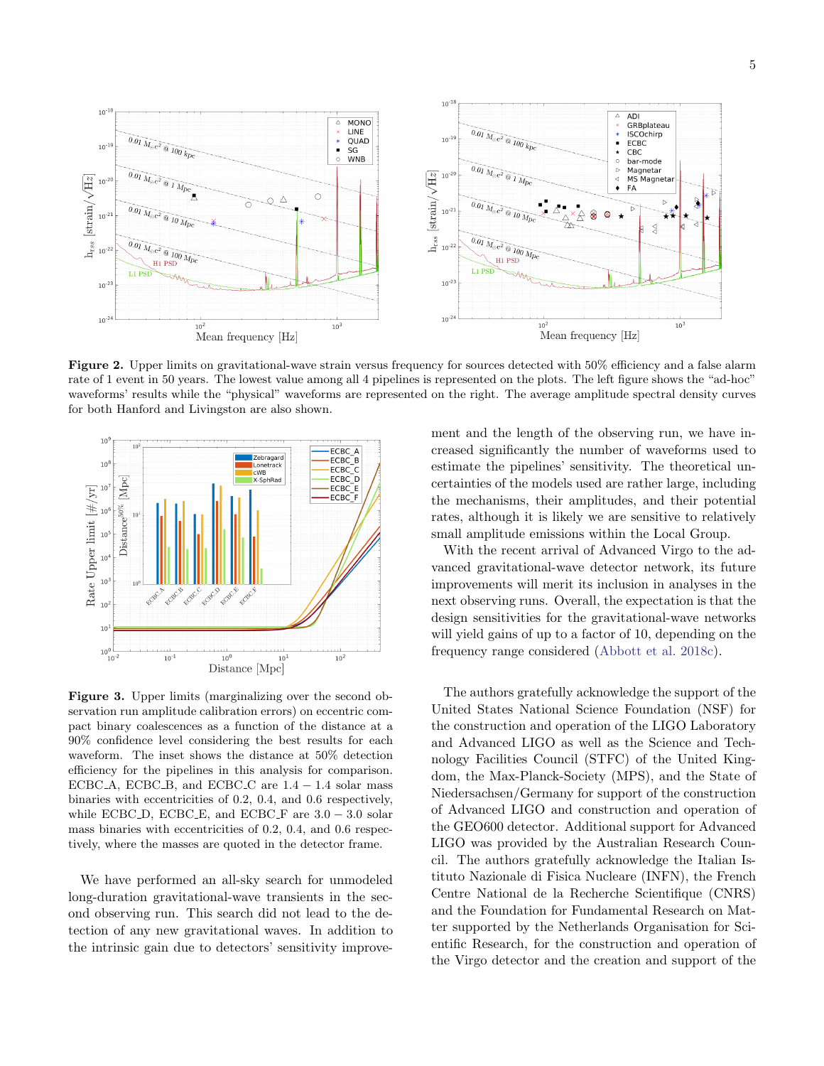**Figure 2.** Upper limits on gravitational-wave strain versus frequency for sources detected with 50% efficiency and a false alarm rate of 1 event in 50 years. The lowest value among all 4 pipelines is represented on the plots. The left figure shows the "ad-hoc" waveforms' results while the "physical" waveforms are represented on the right. The average amplitude spectral density curves for both Hanford and Livingston are also shown.

**Figure 3.** Upper limits (marginalizing over the second observation run amplitude calibration errors) on eccentric compact binary coalescences as a function of the distance at a 90% confidence level considering the best results for each waveform. The inset shows the distance at 50% detection efficiency for the pipelines in this analysis for comparison. ECBC_A, ECBC_B, and ECBC_C are $1.4 - 1.4$ solar mass binaries with eccentricities of 0.2, 0.4, and 0.6 respectively, while ECBC_D, ECBC_E, and ECBC_F are $3.0 - 3.0$ solar mass binaries with eccentricities of 0.2, 0.4, and 0.6 respectively, where the masses are quoted in the detector frame.

We have performed an all-sky search for unmodeled long-duration gravitational-wave transients in the second observing run. This search did not lead to the detection of any new gravitational waves. In addition to the intrinsic gain due to detectors' sensitivity improvement and the length of the observing run, we have increased significantly the number of waveforms used to estimate the pipelines' sensitivity. The theoretical uncertainties of the models used are rather large, including the mechanisms, their amplitudes, and their potential rates, although it is likely we are sensitive to relatively small amplitude emissions within the Local Group.

With the recent arrival of Advanced Virgo to the advanced gravitational-wave detector network, its future improvements will merit its inclusion in analyses in the next observing runs. Overall, the expectation is that the design sensitivities for the gravitational-wave networks will yield gains of up to a factor of 10, depending on the frequency range considered (Abbott et al. 2018c).

The authors gratefully acknowledge the support of the United States National Science Foundation (NSF) for the construction and operation of the LIGO Laboratory and Advanced LIGO as well as the Science and Technology Facilities Council (STFC) of the United Kingdom, the Max-Planck-Society (MPS), and the State of Niedersachsen/Germany for support of the construction of Advanced LIGO and construction and operation of the GEO600 detector. Additional support for Advanced LIGO was provided by the Australian Research Council. The authors gratefully acknowledge the Italian Istituto Nazionale di Fisica Nucleare (INFN), the French Centre National de la Recherche Scientifique (CNRS) and the Foundation for Fundamental Research on Matter supported by the Netherlands Organisation for Scientific Research, for the construction and operation of the Virgo detector and the creation and support of the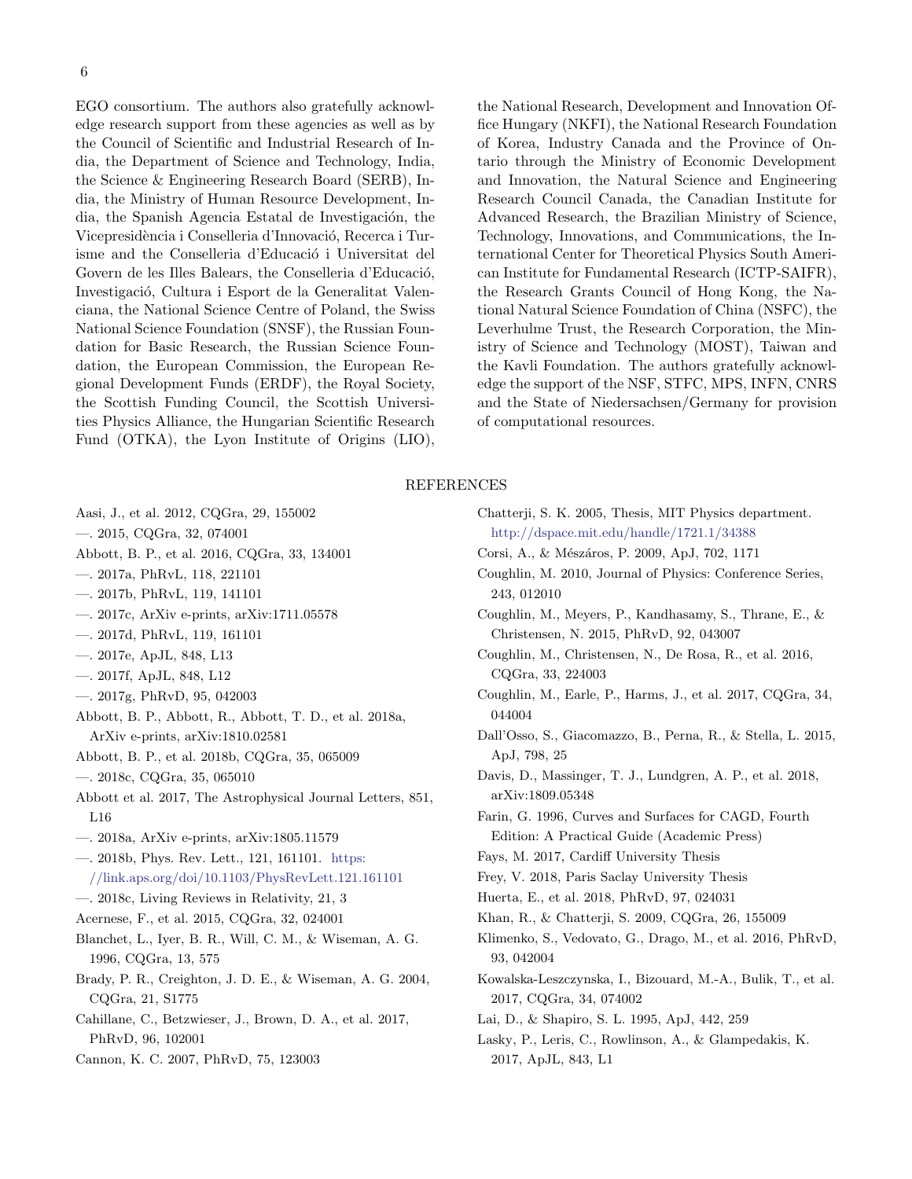EGO consortium. The authors also gratefully acknowledge research support from these agencies as well as by the Council of Scientific and Industrial Research of India, the Department of Science and Technology, India, the Science & Engineering Research Board (SERB), India, the Ministry of Human Resource Development, India, the Spanish Agencia Estatal de Investigación, the Vicepresidència i Conselleria d'Innovació, Recerca i Turisme and the Conselleria d'Educació i Universitat del Govern de les Illes Balears, the Conselleria d'Educació, Investigació, Cultura i Esport de la Generalitat Valenciana, the National Science Centre of Poland, the Swiss National Science Foundation (SNSF), the Russian Foundation for Basic Research, the Russian Science Foundation, the European Commission, the European Regional Development Funds (ERDF), the Royal Society, the Scottish Funding Council, the Scottish Universities Physics Alliance, the Hungarian Scientific Research Fund (OTKA), the Lyon Institute of Origins (LIO), the National Research, Development and Innovation Office Hungary (NKFI), the National Research Foundation of Korea, Industry Canada and the Province of Ontario through the Ministry of Economic Development and Innovation, the Natural Science and Engineering Research Council Canada, the Canadian Institute for Advanced Research, the Brazilian Ministry of Science, Technology, Innovations, and Communications, the International Center for Theoretical Physics South American Institute for Fundamental Research (ICTP-SAIFR), the Research Grants Council of Hong Kong, the National Natural Science Foundation of China (NSFC), the Leverhulme Trust, the Research Corporation, the Ministry of Science and Technology (MOST), Taiwan and the Kavli Foundation. The authors gratefully acknowledge the support of the NSF, STFC, MPS, INFN, CNRS and the State of Niedersachsen/Germany for provision of computational resources.

## REFERENCES

Aasi, J., et al. 2012, CQGra, 29, 155002

—. 2015, CQGra, 32, 074001

Abbott, B. P., et al. 2016, CQGra, 33, 134001

—. 2017a, PhRvL, 118, 221101

—. 2017b, PhRvL, 119, 141101

—. 2017c, ArXiv e-prints, arXiv:1711.05578

—. 2017d, PhRvL, 119, 161101

—. 2017e, ApJL, 848, L13

—. 2017f, ApJL, 848, L12

—. 2017g, PhRvD, 95, 042003

Abbott, B. P., Abbott, R., Abbott, T. D., et al. 2018a, ArXiv e-prints, arXiv:1810.02581

Abbott, B. P., et al. 2018b, CQGra, 35, 065009

—. 2018c, CQGra, 35, 065010

Abbott et al. 2017, The Astrophysical Journal Letters, 851, L16

—. 2018a, ArXiv e-prints, arXiv:1805.11579

—. 2018b, Phys. Rev. Lett., 121, 161101. https://link.aps.org/doi/10.1103/PhysRevLett.121.161101

—. 2018c, Living Reviews in Relativity, 21, 3

Acernese, F., et al. 2015, CQGra, 32, 024001

Blanchet, L., Iyer, B. R., Will, C. M., & Wiseman, A. G. 1996, CQGra, 13, 575

Brady, P. R., Creighton, J. D. E., & Wiseman, A. G. 2004, CQGra, 21, S1775

Cahillane, C., Betzwieser, J., Brown, D. A., et al. 2017, PhRvD, 96, 102001

Cannon, K. C. 2007, PhRvD, 75, 123003

Chatterji, S. K. 2005, Thesis, MIT Physics department. http://dspace.mit.edu/handle/1721.1/34388

Corsi, A., & Mészáros, P. 2009, ApJ, 702, 1171

Coughlin, M. 2010, Journal of Physics: Conference Series, 243, 012010

Coughlin, M., Meyers, P., Kandhasamy, S., Thrane, E., & Christensen, N. 2015, PhRvD, 92, 043007

Coughlin, M., Christensen, N., De Rosa, R., et al. 2016, CQGra, 33, 224003

Coughlin, M., Earle, P., Harms, J., et al. 2017, CQGra, 34, 044004

Dall'Osso, S., Giacomazzo, B., Perna, R., & Stella, L. 2015, ApJ, 798, 25

Davis, D., Massinger, T. J., Lundgren, A. P., et al. 2018, arXiv:1809.05348

Farin, G. 1996, Curves and Surfaces for CAGD, Fourth Edition: A Practical Guide (Academic Press)

Fays, M. 2017, Cardiff University Thesis

Frey, V. 2018, Paris Saclay University Thesis

Huerta, E., et al. 2018, PhRvD, 97, 024031

Khan, R., & Chatterji, S. 2009, CQGra, 26, 155009

Klimenko, S., Vedovato, G., Drago, M., et al. 2016, PhRvD, 93, 042004

Kowalska-Leszczynska, I., Bizouard, M.-A., Bulik, T., et al. 2017, CQGra, 34, 074002

Lai, D., & Shapiro, S. L. 1995, ApJ, 442, 259

Lasky, P., Leris, C., Rowlinson, A., & Glampedakis, K. 2017, ApJL, 843, L1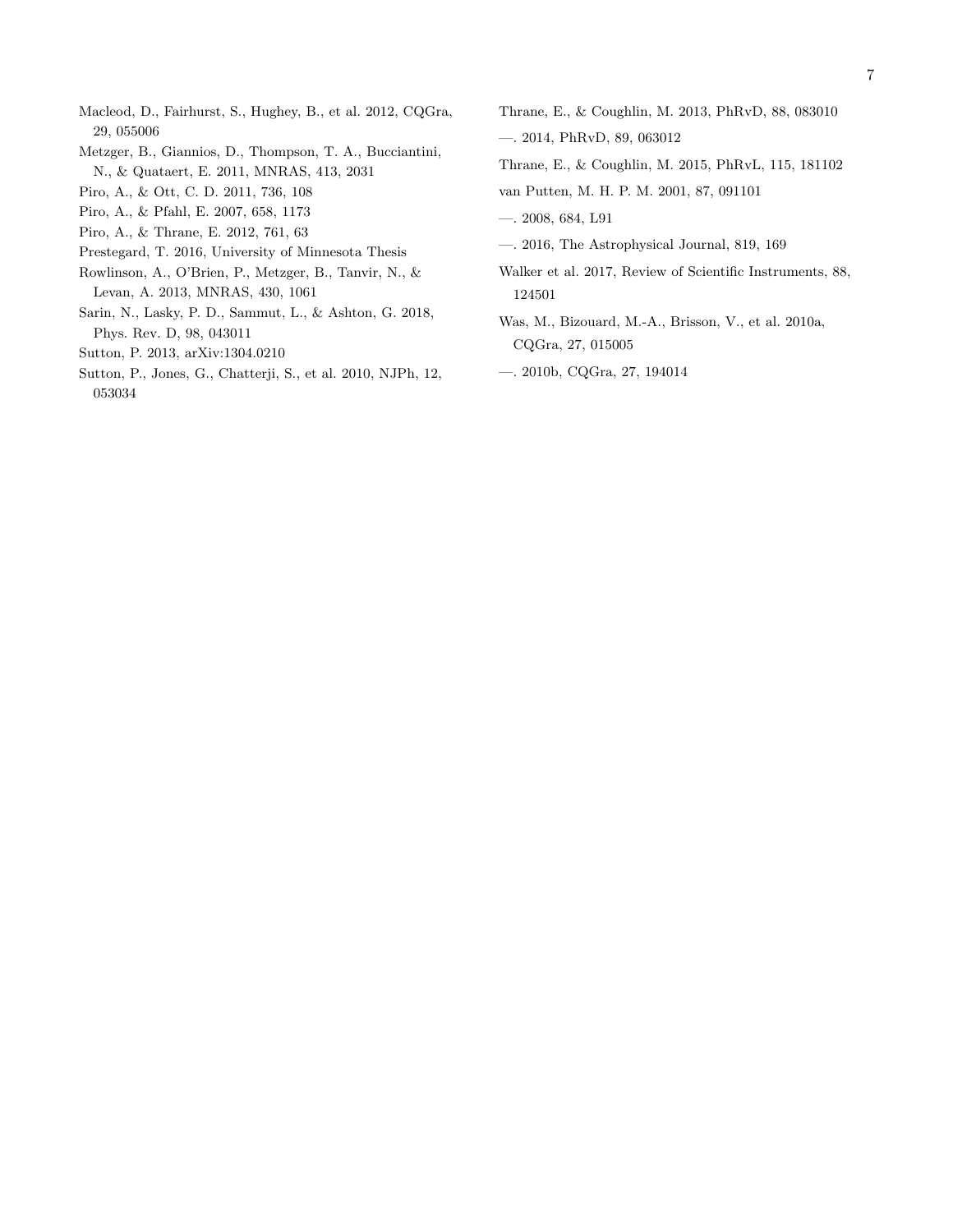Macleod, D., Fairhurst, S., Hughey, B., et al. 2012, CQGra, 29, 055006

Metzger, B., Giannios, D., Thompson, T. A., Bucciantini, N., & Quataert, E. 2011, MNRAS, 413, 2031

Piro, A., & Ott, C. D. 2011, 736, 108

Piro, A., & Pfahl, E. 2007, 658, 1173

Piro, A., & Thrane, E. 2012, 761, 63

Prestegard, T. 2016, University of Minnesota Thesis

Rowlinson, A., O'Brien, P., Metzger, B., Tanvir, N., & Levan, A. 2013, MNRAS, 430, 1061

Sarin, N., Lasky, P. D., Sammut, L., & Ashton, G. 2018, Phys. Rev. D, 98, 043011

Sutton, P. 2013, arXiv:1304.0210

Sutton, P., Jones, G., Chatterji, S., et al. 2010, NJPh, 12, 053034

Thrane, E., & Coughlin, M. 2013, PhRvD, 88, 083010

—. 2014, PhRvD, 89, 063012

Thrane, E., & Coughlin, M. 2015, PhRvL, 115, 181102

van Putten, M. H. P. M. 2001, 87, 091101

—. 2008, 684, L91

—. 2016, The Astrophysical Journal, 819, 169

Walker et al. 2017, Review of Scientific Instruments, 88, 124501

Was, M., Bizouard, M.-A., Brisson, V., et al. 2010a, CQGra, 27, 015005

—. 2010b, CQGra, 27, 194014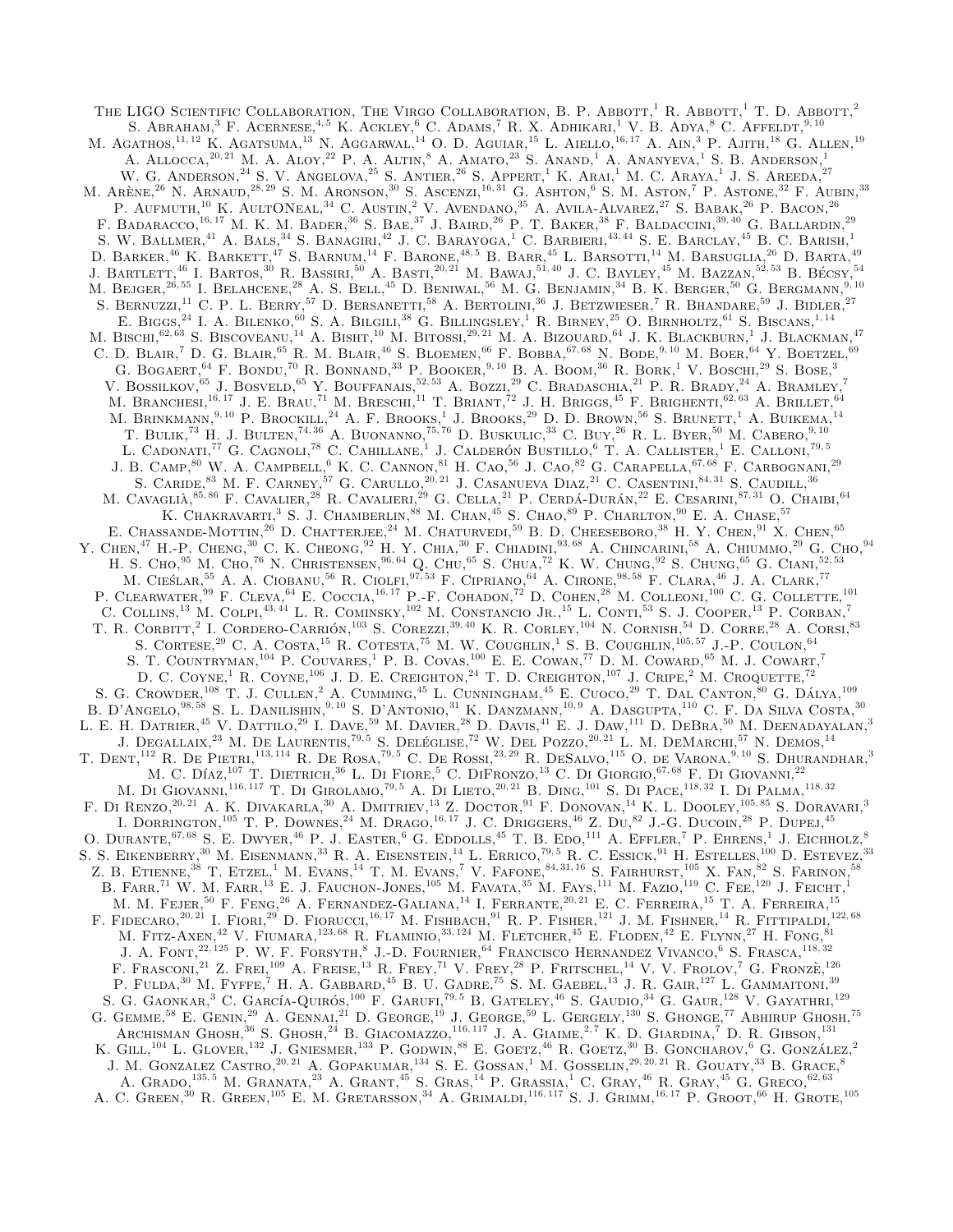The LIGO Scientific Collaboration, The Virgo Collaboration, B. P. Abbott,[1] R. Abbott,[1] T. D. Abbott,[2] S. Abraham,[3] F. Acernese,[4,5] K. Ackley,[6] C. Adams,[7] R. X. Adhikari,[1] V. B. Adya,[8] C. Affeldt,[9,10] M. Agathos,[11,12] K. Agatsuma,[13] N. Aggarwal,[14] O. D. Aguiar,[15] L. Aiello,[16,17] A. Ain,[3] P. Ajith,[18] G. Allen,[19] A. Allocca,[20,21] M. A. Aloy,[22] P. A. Altin,[8] A. Amato,[23] S. Anand,[1] A. Ananyeva,[1] S. B. Anderson,[1] W. G. Anderson,[24] S. V. Angelova,[25] S. Antier,[26] S. Appert,[1] K. Arai,[1] M. C. Araya,[1] J. S. Areeda,[27] M. Arène,[26] N. Arnaud,[28,29] S. M. Aronson,[30] S. Ascenzi,[16,31] G. Ashton,[6] S. M. Aston,[7] P. Astone,[32] F. Aubin,[33] P. Aufmuth,[10] K. AultONeal,[34] C. Austin,[2] V. Avendano,[35] A. Avila-Alvarez,[27] S. Babak,[26] P. Bacon,[26] F. Badaracco,[16,17] M. K. M. Bader,[36] S. Bae,[37] J. Baird,[26] P. T. Baker,[38] F. Baldaccini,[39,40] G. Ballardin,[29] S. W. Ballmer,[41] A. Bals,[34] S. Banagiri,[42] J. C. Barayoga,[1] C. Barbieri,[43,44] S. E. Barclay,[45] B. C. Barish,[1] D. Barker,[46] K. Barkett,[47] S. Barnum,[14] F. Barone,[48,5] B. Barr,[45] L. Barsotti,[14] M. Barsuglia,[26] D. Barta,[49] J. Bartlett,[46] I. Bartos,[30] R. Bassiri,[50] A. Basti,[20,21] M. Bawaj,[51,40] J. C. Bayley,[45] M. Bazzan,[52,53] B. Bécsy,[54] M. Bejger,[26,55] I. Belahcene,[28] A. S. Bell,[45] D. Beniwal,[56] M. G. Benjamin,[34] B. K. Berger,[50] G. Bergmann,[9,10] S. Bernuzzi,[11] C. P. L. Berry,[57] D. Bersanetti,[58] A. Bertolini,[36] J. Betzwieser,[7] R. Bhandare,[59] J. Bidler,[27] E. Biggs,[24] I. A. Bilenko,[60] S. A. Bilgili,[38] G. Billingsley,[1] R. Birney,[25] O. Birnholtz,[61] S. Biscans,[1,14] M. Bischi,[62,63] S. Biscoveanu,[14] A. Bisht,[10] M. Bitossi,[29,21] M. A. Bizouard,[64] J. K. Blackburn,[1] J. Blackman,[47] C. D. Blair,[7] D. G. Blair,[65] R. M. Blair,[46] S. Bloemen,[66] F. Bobba,[67,68] N. Bode,[9,10] M. Boer,[64] Y. Boetzel,[69] G. Bogaert,[64] F. Bondu,[70] R. Bonnand,[33] P. Booker,[9,10] B. A. Boom,[36] R. Bork,[1] V. Boschi,[29] S. Bose,[3] V. Bossilkov,[65] J. Bosveld,[65] Y. Bouffanais,[52,53] A. Bozzi,[29] C. Bradaschia,[21] P. R. Brady,[24] A. Bramley,[7] M. Branchesi,[16,17] J. E. Brau,[71] M. Breschi,[11] T. Briant,[72] J. H. Briggs,[45] F. Brighenti,[62,63] A. Brillet,[64] M. Brinkmann,[9,10] P. Brockill,[24] A. F. Brooks,[1] J. Brooks,[29] D. D. Brown,[56] S. Brunett,[1] A. Buikema,[14] T. Bulik,[73] H. J. Bulten,[74,36] A. Buonanno,[75,76] D. Buskulic,[33] C. Buy,[26] R. L. Byer,[50] M. Cabero,[9,10] L. Cadonati,[77] G. Cagnoli,[78] C. Cahillane,[1] J. Calderón Bustillo,[6] T. A. Callister,[1] E. Calloni,[79,5] J. B. Camp,[80] W. A. Campbell,[6] K. C. Cannon,[81] H. Cao,[56] J. Cao,[82] G. Carapella,[67,68] F. Carbognani,[29] S. Caride,[83] M. F. Carney,[57] G. Carullo,[20,21] J. Casanueva Diaz,[21] C. Casentini,[84,31] S. Caudill,[36] M. Cavaglià,[85,86] F. Cavalier,[28] R. Cavalieri,[29] G. Cella,[21] P. Cerdá-Durán,[22] E. Cesarini,[87,31] O. Chaibi,[64] K. Chakravarti,[3] S. J. Chamberlin,[88] M. Chan,[45] S. Chao,[89] P. Charlton,[90] E. A. Chase,[57] E. Chassande-Mottin,[26] D. Chatterjee,[24] M. Chaturvedi,[59] B. D. Cheeseboro,[38] H. Y. Chen,[91] X. Chen,[65] Y. Chen,[47] H.-P. Cheng,[30] C. K. Cheong,[92] H. Y. Chia,[30] F. Chiadini,[93,68] A. Chincarini,[58] A. Chiummo,[29] G. Cho,[94] H. S. Cho,[95] M. Cho,[76] N. Christensen,[96,64] Q. Chu,[65] S. Chua,[72] K. W. Chung,[92] S. Chung,[65] G. Ciani,[52,53] M. Cieślar,[55] A. A. Ciobanu,[56] R. Ciolfi,[97,53] F. Cipriano,[64] A. Cirone,[98,58] F. Clara,[46] J. A. Clark,[77] P. Clearwater,[99] F. Cleva,[64] E. Coccia,[16,17] P.-F. Cohadon,[72] D. Cohen,[28] M. Colleoni,[100] C. G. Collette,[101] C. Collins,[13] M. Colpi,[43,44] L. R. Cominsky,[102] M. Constancio Jr.,[15] L. Conti,[53] S. J. Cooper,[13] P. Corban,[7] T. R. Corbitt,[2] I. Cordero-Carrión,[103] S. Corezzi,[39,40] K. R. Corley,[104] N. Cornish,[54] D. Corre,[28] A. Corsi,[83] S. Cortese,[29] C. A. Costa,[15] R. Cotesta,[75] M. W. Coughlin,[1] S. B. Coughlin,[105,57] J.-P. Coulon,[64] S. T. Countryman,[104] P. Couvares,[1] P. B. Covas,[100] E. E. Cowan,[77] D. M. Coward,[65] M. J. Cowart,[7] D. C. Coyne,[1] R. Coyne,[106] J. D. E. Creighton,[24] T. D. Creighton,[107] J. Cripe,[2] M. Croquette,[72] S. G. Crowder,[108] T. J. Cullen,[2] A. Cumming,[45] L. Cunningham,[45] E. Cuoco,[29] T. Dal Canton,[80] G. Dálya,[109] B. D'Angelo,[98,58] S. L. Danilishin,[9,10] S. D'Antonio,[31] K. Danzmann,[10,9] A. Dasgupta,[110] C. F. Da Silva Costa,[30] L. E. H. Datrier,[45] V. Dattilo,[29] I. Dave,[59] M. Davier,[28] D. Davis,[41] E. J. Daw,[111] D. DeBra,[50] M. Deenadayalan,[3] J. Degallaix,[23] M. De Laurentis,[79,5] S. Deléglise,[72] W. Del Pozzo,[20,21] L. M. DeMarchi,[57] N. Demos,[14] T. Dent,[112] R. De Pietri,[113,114] R. De Rosa,[79,5] C. De Rossi,[23,29] R. DeSalvo,[115] O. de Varona,[9,10] S. Dhurandhar,[3] M. C. Díaz,[107] T. Dietrich,[36] L. Di Fiore,[5] C. DiFronzo,[13] C. Di Giorgio,[67,68] F. Di Giovanni,[22] M. Di Giovanni,[116,117] T. Di Girolamo,[79,5] A. Di Lieto,[20,21] B. Ding,[101] S. Di Pace,[118,32] I. Di Palma,[118,32] F. Di Renzo,[20,21] A. K. Divakarla,[30] A. Dmitriev,[13] Z. Doctor,[91] F. Donovan,[14] K. L. Dooley,[105,85] S. Doravari,[3] I. Dorrington,[105] T. P. Downes,[24] M. Drago,[16,17] J. C. Driggers,[46] Z. Du,[82] J.-G. Ducoin,[28] P. Dupej,[45] O. Durante,[67,68] S. E. Dwyer,[46] P. J. Easter,[6] G. Eddolls,[45] T. B. Edo,[111] A. Effler,[7] P. Ehrens,[1] J. Eichholz,[8] S. S. Eikenberry,[30] M. Eisenmann,[33] R. A. Eisenstein,[14] L. Errico,[79,5] R. C. Essick,[91] H. Estelles,[100] D. Estevez,[33] Z. B. Etienne,[38] T. Etzel,[1] M. Evans,[14] T. M. Evans,[7] V. Fafone,[84,31,16] S. Fairhurst,[105] X. Fan,[82] S. Farinon,[58] B. Farr,[71] W. M. Farr,[13] E. J. Fauchon-Jones,[105] M. Favata,[35] M. Fays,[111] M. Fazio,[119] C. Fee,[120] J. Feicht,[1] M. M. Fejer,[50] F. Feng,[26] A. Fernandez-Galiana,[14] I. Ferrante,[20,21] E. C. Ferreira,[15] T. A. Ferreira,[15] F. Fidecaro,[20,21] I. Fiori,[29] D. Fiorucci,[16,17] M. Fishbach,[91] R. P. Fisher,[121] J. M. Fishner,[14] R. Fittipaldi,[122,68] M. Fitz-Axen,[42] V. Fiumara,[123,68] R. Flaminio,[33,124] M. Fletcher,[45] E. Floden,[42] E. Flynn,[27] H. Fong,[81] J. A. Font,[22,125] P. W. F. Forsyth,[8] J.-D. Fournier,[64] Francisco Hernandez Vivanco,[6] S. Frasca,[118,32] F. Frasconi,[21] Z. Frei,[109] A. Freise,[13] R. Frey,[71] V. Frey,[28] P. Fritschel,[14] V. V. Frolov,[7] G. Fronzè,[126] P. Fulda,[30] M. Fyffe,[7] H. A. Gabbard,[45] B. U. Gadre,[75] S. M. Gaebel,[13] J. R. Gair,[127] L. Gammaitoni,[39] S. G. Gaonkar,[3] C. García-Quirós,[100] F. Garufi,[79,5] B. Gateley,[46] S. Gaudio,[34] G. Gaur,[128] V. Gayathri,[129] G. Gemme,[58] E. Genin,[29] A. Gennai,[21] D. George,[19] J. George,[59] L. Gergely,[130] S. Ghonge,[77] Abhirup Ghosh,[75] Archisman Ghosh,[36] S. Ghosh,[24] B. Giacomazzo,[116,117] J. A. Giaime,[2,7] K. D. Giardina,[7] D. R. Gibson,[131] K. Gill,[104] L. Glover,[132] J. Gniesmer,[133] P. Godwin,[88] E. Goetz,[46] R. Goetz,[30] B. Goncharov,[6] G. González,[2] J. M. Gonzalez Castro,[20,21] A. Gopakumar,[134] S. E. Gossan,[1] M. Gosselin,[29,20,21] R. Gouaty,[33] B. Grace,[8] A. Grado,[135,5] M. Granata,[23] A. Grant,[45] S. Gras,[14] P. Grassia,[1] C. Gray,[46] R. Gray,[45] G. Greco,[62,63] A. C. Green,[30] R. Green,[105] E. M. Gretarsson,[34] A. Grimaldi,[116,117] S. J. Grimm,[16,17] P. Groot,[66] H. Grote,[105]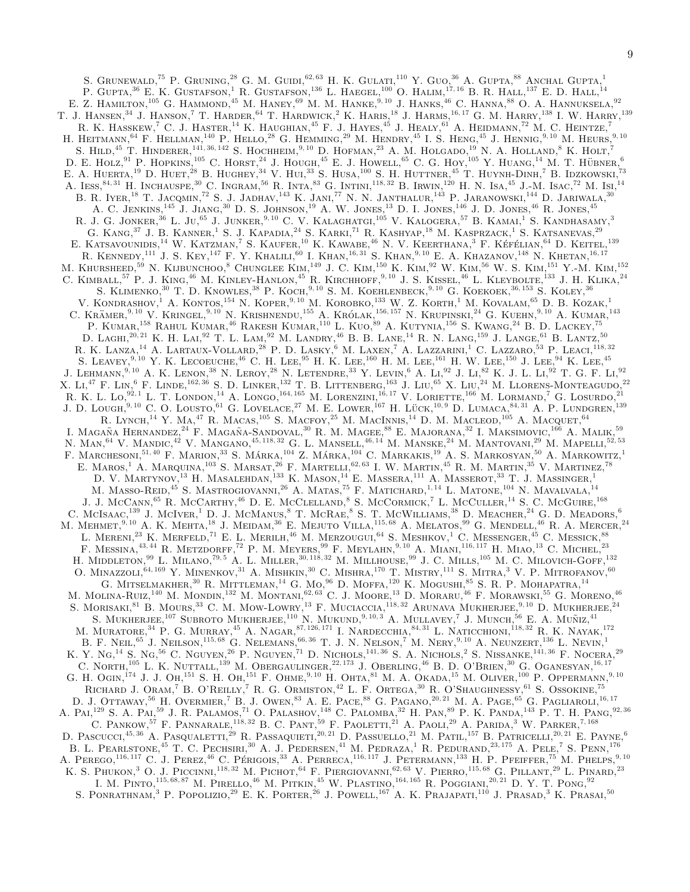S. Grunewald,[75] P. Gruning,[28] G. M. Guidi,[62,63] H. K. Gulati,[110] Y. Guo,[36] A. Gupta,[88] Anchal Gupta,[1] P. Gupta,[36] E. K. Gustafson,[1] R. Gustafson,[136] L. Haegel,[100] O. Halim,[17,16] B. R. Hall,[137] E. D. Hall,[14] E. Z. Hamilton,[105] G. Hammond,[45] M. Haney,[69] M. M. Hanke,[9,10] J. Hanks,[46] C. Hanna,[88] O. A. Hannuksela,[92] T. J. Hansen,[34] J. Hanson,[7] T. Harder,[64] T. Hardwick,[2] K. Haris,[18] J. Harms,[16,17] G. M. Harry,[138] I. W. Harry,[139] R. K. Hasskew,[7] C. J. Haster,[14] K. Haughian,[45] F. J. Hayes,[45] J. Healy,[61] A. Heidmann,[72] M. C. Heintze,[7] H. Heitmann,[64] F. Hellman,[140] P. Hello,[28] G. Hemming,[29] M. Hendry,[45] I. S. Heng,[45] J. Hennig,[9,10] M. Heurs,[9,10] S. Hild,[45] T. Hinderer,[141,36,142] S. Hochheim,[9,10] D. Hofman,[23] A. M. Holgado,[19] N. A. Holland,[8] K. Holt,[7] D. E. Holz,[91] P. Hopkins,[105] C. Horst,[24] J. Hough,[45] E. J. Howell,[65] C. G. Hoy,[105] Y. Huang,[14] M. T. Hübner,[6] E. A. Huerta,[19] D. Huet,[28] B. Hughey,[34] V. Hui,[33] S. Husa,[100] S. H. Huttner,[45] T. Huynh-Dinh,[7] B. Idzkowski,[73] A. Iess,[84,31] H. Inchauspe,[30] C. Ingram,[56] R. Inta,[83] G. Intini,[118,32] B. Irwin,[120] H. N. Isa,[45] J.-M. Isac,[72] M. Isi,[14] B. R. Iyer,[18] T. Jacqmin,[72] S. J. Jadhav,[143] K. Jani,[77] N. N. Janthalur,[143] P. Jaranowski,[144] D. Jariwala,[30] A. C. Jenkins,[145] J. Jiang,[30] D. S. Johnson,[19] A. W. Jones,[13] D. I. Jones,[146] J. D. Jones,[46] R. Jones,[45] R. J. G. Jonker,[36] L. Ju,[65] J. Junker,[9,10] C. V. Kalaghatgi,[105] V. Kalogera,[57] B. Kamai,[1] S. Kandhasamy,[3] G. Kang,[37] J. B. Kanner,[1] S. J. Kapadia,[24] S. Karki,[71] R. Kashyap,[18] M. Kasprzack,[1] S. Katsanevas,[29] E. Katsavounidis,[14] W. Katzman,[7] S. Kaufer,[10] K. Kawabe,[46] N. V. Keerthana,[3] F. Kéfélian,[64] D. Keitel,[139] R. Kennedy,[111] J. S. Key,[147] F. Y. Khalili,[60] I. Khan,[16,31] S. Khan,[9,10] E. A. Khazanov,[148] N. Khetan,[16,17] M. Khursheed,[59] N. Kijbunchoo,[8] Chunglee Kim,[149] J. C. Kim,[150] K. Kim,[92] W. Kim,[56] W. S. Kim,[151] Y.-M. Kim,[152] C. Kimball,[57] P. J. King,[46] M. Kinley-Hanlon,[45] R. Kirchhoff,[9,10] J. S. Kissel,[46] L. Kleybolte,[133] J. H. Klika,[24] S. Klimenko,[30] T. D. Knowles,[38] P. Koch,[9,10] S. M. Koehlenbeck,[9,10] G. Koekoek,[36,153] S. Koley,[36] V. Kondrashov,[1] A. Kontos,[154] N. Koper,[9,10] M. Korobko,[133] W. Z. Korth,[1] M. Kovalam,[65] D. B. Kozak,[1] C. Krämer,[9,10] V. Kringel,[9,10] N. Krishnendu,[155] A. Królak,[156,157] N. Krupinski,[24] G. Kuehn,[9,10] A. Kumar,[143] P. Kumar,[158] Rahul Kumar,[46] Rakesh Kumar,[110] L. Kuo,[89] A. Kutynia,[156] S. Kwang,[24] B. D. Lackey,[75] D. Laghi,[20,21] K. H. Lai,[92] T. L. Lam,[92] M. Landry,[46] B. B. Lane,[14] R. N. Lang,[159] J. Lange,[61] B. Lantz,[50] R. K. Lanza,[14] A. Lartaux-Vollard,[28] P. D. Lasky,[6] M. Laxen,[7] A. Lazzarini,[1] C. Lazzaro,[53] P. Leaci,[118,32] S. Leavey,[9,10] Y. K. Lecoeuche,[46] C. H. Lee,[95] H. K. Lee,[160] H. M. Lee,[161] H. W. Lee,[150] J. Lee,[94] K. Lee,[45] J. Lehmann,[9,10] A. K. Lenon,[38] N. Leroy,[28] N. Letendre,[33] Y. Levin,[6] A. Li,[92] J. Li,[82] K. J. L. Li,[92] T. G. F. Li,[92] X. Li,[47] F. Lin,[6] F. Linde,[162,36] S. D. Linker,[132] T. B. Littenberg,[163] J. Liu,[65] X. Liu,[24] M. Llorens-Monteagudo,[22] R. K. L. Lo,[92,1] L. T. London,[14] A. Longo,[164,165] M. Lorenzini,[16,17] V. Loriette,[166] M. Lormand,[7] G. Losurdo,[21] J. D. Lough,[9,10] C. O. Lousto,[61] G. Lovelace,[27] M. E. Lower,[167] H. Lück,[10,9] D. Lumaca,[84,31] A. P. Lundgren,[139] R. Lynch,[14] Y. Ma,[47] R. Macas,[105] S. Macfoy,[25] M. MacInnis,[14] D. M. Macleod,[105] A. Macquet,[64] I. Magaña Hernandez,[24] F. Magaña-Sandoval,[30] R. M. Magee,[88] E. Majorana,[32] I. Maksimovic,[166] A. Malik,[59] N. Man,[64] V. Mandic,[42] V. Mangano,[45,118,32] G. L. Mansell,[46,14] M. Manske,[24] M. Mantovani,[29] M. Mapelli,[52,53] F. Marchesoni,[51,40] F. Marion,[33] S. Márka,[104] Z. Márka,[104] C. Markakis,[19] A. S. Markosyan,[50] A. Markowitz,[1] E. Maros,[1] A. Marquina,[103] S. Marsat,[26] F. Martelli,[62,63] I. W. Martin,[45] R. M. Martin,[35] V. Martinez,[78] D. V. Martynov,[13] H. Masalehdan,[133] K. Mason,[14] E. Massera,[111] A. Masserot,[33] T. J. Massinger,[1] M. Masso-Reid,[45] S. Mastrogiovanni,[26] A. Matas,[75] F. Matichard,[1,14] L. Matone,[104] N. Mavalvala,[14] J. J. McCann,[65] R. McCarthy,[46] D. E. McClelland,[8] S. McCormick,[7] L. McCuller,[14] S. C. McGuire,[168] C. McIsaac,[139] J. McIver,[1] D. J. McManus,[8] T. McRae,[8] S. T. McWilliams,[38] D. Meacher,[24] G. D. Meadors,[6] M. Mehmet,[9,10] A. K. Mehta,[18] J. Meidam,[36] E. Mejuto Villa,[115,68] A. Melatos,[99] G. Mendell,[46] R. A. Mercer,[24] L. Mereni,[23] K. Merfeld,[71] E. L. Merilh,[46] M. Merzougui,[64] S. Meshkov,[1] C. Messenger,[45] C. Messick,[88] F. Messina,[43,44] R. Metzdorff,[72] P. M. Meyers,[99] F. Meylahn,[9,10] A. Miani,[116,117] H. Miao,[13] C. Michel,[23] H. Middleton,[99] L. Milano,[79,5] A. L. Miller,[30,118,32] M. Millhouse,[99] J. C. Mills,[105] M. C. Milovich-Goff,[132] O. Minazzoli,[64,169] Y. Minenkov,[31] A. Mishkin,[30] C. Mishra,[170] T. Mistry,[111] S. Mitra,[3] V. P. Mitrofanov,[60] G. Mitselmakher,[30] R. Mittleman,[14] G. Mo,[96] D. Moffa,[120] K. Mogushi,[85] S. R. P. Mohapatra,[14] M. Molina-Ruiz,[140] M. Mondin,[132] M. Montani,[62,63] C. J. Moore,[13] D. Moraru,[46] F. Morawski,[55] G. Moreno,[46] S. Morisaki,[81] B. Mours,[33] C. M. Mow-Lowry,[13] F. Muciaccia,[118,32] Arunava Mukherjee,[9,10] D. Mukherjee,[24] S. Mukherjee,[107] Subroto Mukherjee,[110] N. Mukund,[9,10,3] A. Mullavey,[7] J. Munch,[56] E. A. Muñiz,[41] M. Muratore,[34] P. G. Murray,[45] A. Nagar,[87,126,171] I. Nardecchia,[84,31] L. Naticchioni,[118,32] R. K. Nayak,[172] B. F. Neil,[65] J. Neilson,[115,68] G. Nelemans,[66,36] T. J. N. Nelson,[7] M. Nery,[9,10] A. Neunzert,[136] L. Nevin,[1] K. Y. Ng,[14] S. Ng,[56] C. Nguyen,[26] P. Nguyen,[71] D. Nichols,[141,36] S. A. Nichols,[2] S. Nissanke,[141,36] F. Nocera,[29] C. North,[105] L. K. Nuttall,[139] M. Obergaulinger,[22,173] J. Oberling,[46] B. D. O'Brien,[30] G. Oganesyan,[16,17] G. H. Ogin,[174] J. J. Oh,[151] S. H. Oh,[151] F. Ohme,[9,10] H. Ohta,[81] M. A. Okada,[15] M. Oliver,[100] P. Oppermann,[9,10] Richard J. Oram,[7] B. O'Reilly,[7] R. G. Ormiston,[42] L. F. Ortega,[30] R. O'Shaughnessy,[61] S. Ossokine,[75] D. J. Ottaway,[56] H. Overmier,[7] B. J. Owen,[83] A. E. Pace,[88] G. Pagano,[20,21] M. A. Page,[65] G. Pagliaroli,[16,17] A. Pai,[129] S. A. Pai,[59] J. R. Palamos,[71] O. Palashov,[148] C. Palomba,[32] H. Pan,[89] P. K. Panda,[143] P. T. H. Pang,[92,36] C. Pankow,[57] F. Pannarale,[118,32] B. C. Pant,[59] F. Paoletti,[21] A. Paoli,[29] A. Parida,[3] W. Parker,[7,168] D. Pascucci,[45,36] A. Pasqualetti,[29] R. Passaquieti,[20,21] D. Passuello,[21] M. Patil,[157] B. Patricelli,[20,21] E. Payne,[6] B. L. Pearlstone,[45] T. C. Pechsiri,[30] A. J. Pedersen,[41] M. Pedraza,[1] R. Pedurand,[23,175] A. Pele,[7] S. Penn,[176] A. Perego,[116,117] C. J. Perez,[46] C. Périgois,[33] A. Perreca,[116,117] J. Petermann,[133] H. P. Pfeiffer,[75] M. Phelps,[9,10] K. S. Phukon,[3] O. J. Piccinni,[118,32] M. Pichot,[64] F. Piergiovanni,[62,63] V. Pierro,[115,68] G. Pillant,[29] L. Pinard,[23] I. M. Pinto,[115,68,87] M. Pirello,[46] M. Pitkin,[45] W. Plastino,[164,165] R. Poggiani,[20,21] D. Y. T. Pong,[92] S. Ponrathnam,[3] P. Popolizio,[29] E. K. Porter,[26] J. Powell,[167] A. K. Prajapati,[110] J. Prasad,[3] K. Prasai,[50]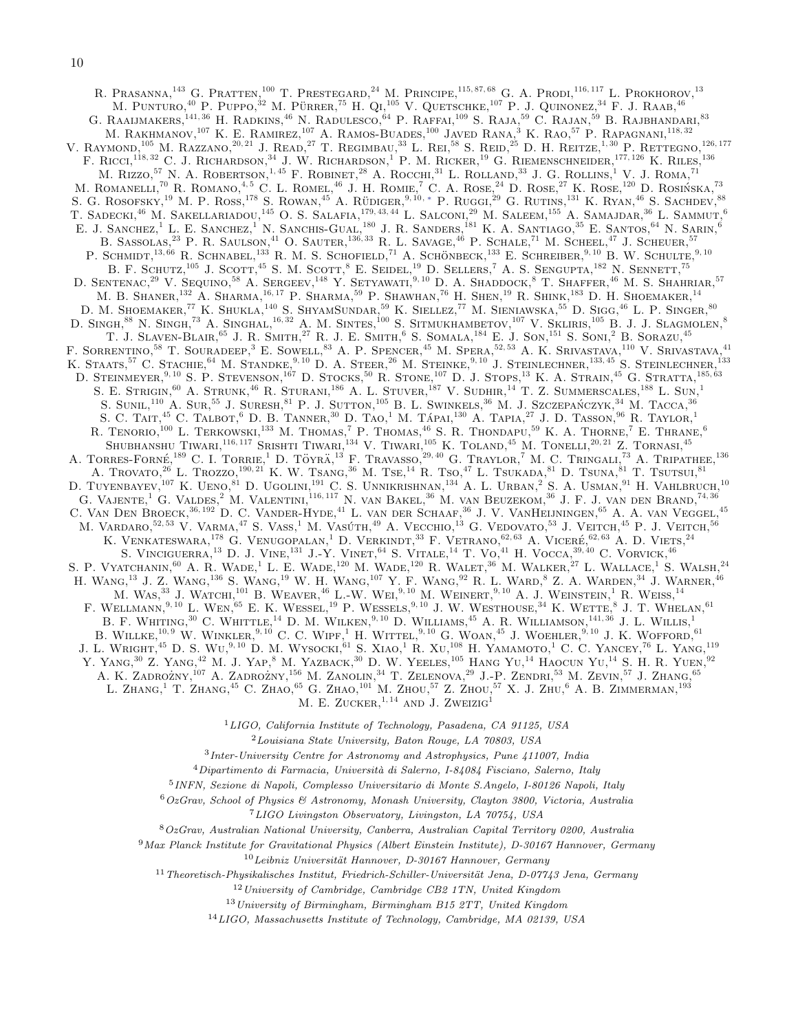R. Prasanna,[143] G. Pratten,[100] T. Prestegard,[24] M. Principe,[115,87,68] G. A. Prodi,[116,117] L. Prokhorov,[13] M. Punturo,[40] P. Puppo,[32] M. Pürrer,[75] H. Qi,[105] V. Quetschke,[107] P. J. Quinonez,[34] F. J. Raab,[46] G. Raaijmakers,[141,36] H. Radkins,[46] N. Radulesco,[64] P. Raffai,[109] S. Raja,[59] C. Rajan,[59] B. Rajbhandari,[83] M. Rakhmanov,[107] K. E. Ramirez,[107] A. Ramos-Buades,[100] Javed Rana,[3] K. Rao,[57] P. Rapagnani,[118,32] V. Raymond,[105] M. Razzano,[20,21] J. Read,[27] T. Regimbau,[33] L. Rei,[58] S. Reid,[25] D. H. Reitze,[1,30] P. Rettegno,[126,177] F. Ricci,[118,32] C. J. Richardson,[34] J. W. Richardson,[1] P. M. Ricker,[19] G. Riemenschneider,[177,126] K. Riles,[136] M. Rizzo,[57] N. A. Robertson,[1,45] F. Robinet,[28] A. Rocchi,[31] L. Rolland,[33] J. G. Rollins,[1] V. J. Roma,[71] M. Romanelli,[70] R. Romano,[4,5] C. L. Romel,[46] J. H. Romie,[7] C. A. Rose,[24] D. Rose,[27] K. Rose,[120] D. Rosińska,[73] S. G. Rosofsky,[19] M. P. Ross,[178] S. Rowan,[45] A. Rüdiger,[9,10,*] P. Ruggi,[29] G. Rutins,[131] K. Ryan,[46] S. Sachdev,[88] T. Sadecki,[46] M. Sakellariadou,[145] O. S. Salafia,[179,43,44] L. Salconi,[29] M. Saleem,[155] A. Samajdar,[36] L. Sammut,[6] E. J. Sanchez,[1] L. E. Sanchez,[1] N. Sanchis-Gual,[180] J. R. Sanders,[181] K. A. Santiago,[35] E. Santos,[64] N. Sarin,[6] B. Sassolas,[23] P. R. Saulson,[41] O. Sauter,[136,33] R. L. Savage,[46] P. Schale,[71] M. Scheel,[47] J. Scheuer,[57] P. Schmidt,[13,66] R. Schnabel,[133] R. M. S. Schofield,[71] A. Schönbeck,[133] E. Schreiber,[9,10] B. W. Schulte,[9,10] B. F. Schutz,[105] J. Scott,[45] S. M. Scott,[8] E. Seidel,[19] D. Sellers,[7] A. S. Sengupta,[182] N. Sennett,[75] D. Sentenac,[29] V. Sequino,[58] A. Sergeev,[148] Y. Setyawati,[9,10] D. A. Shaddock,[8] T. Shaffer,[46] M. S. Shahriar,[57] M. B. Shaner,[132] A. Sharma,[16,17] P. Sharma,[59] P. Shawhan,[76] H. Shen,[19] R. Shink,[183] D. H. Shoemaker,[14] D. M. Shoemaker,[77] K. Shukla,[140] S. ShyamSundar,[59] K. Siellez,[77] M. Sieniawska,[55] D. Sigg,[46] L. P. Singer,[80] D. Singh,[88] N. Singh,[73] A. Singhal,[16,32] A. M. Sintes,[100] S. Sitmukhambetov,[107] V. Skliris,[105] B. J. J. Slagmolen,[8] T. J. Slaven-Blair,[65] J. R. Smith,[27] R. J. E. Smith,[6] S. Somala,[184] E. J. Son,[151] S. Soni,[2] B. Sorazu,[45] F. Sorrentino,[58] T. Souradeep,[3] E. Sowell,[83] A. P. Spencer,[45] M. Spera,[52,53] A. K. Srivastava,[110] V. Srivastava,[41] K. Staats,[57] C. Stachie,[64] M. Standke,[9,10] D. A. Steer,[26] M. Steinke,[9,10] J. Steinlechner,[133,45] S. Steinlechner,[133] D. Steinmeyer,[9,10] S. P. Stevenson,[167] D. Stocks,[50] R. Stone,[107] D. J. Stops,[13] K. A. Strain,[45] G. Stratta,[185,63] S. E. Strigin,[60] A. Strunk,[46] R. Sturani,[186] A. L. Stuver,[187] V. Sudhir,[14] T. Z. Summerscales,[188] L. Sun,[1] S. Sunil,[110] A. Sur,[55] J. Suresh,[81] P. J. Sutton,[105] B. L. Swinkels,[36] M. J. Szczepańczyk,[34] M. Tacca,[36] S. C. Tait,[45] C. Talbot,[6] D. B. Tanner,[30] D. Tao,[1] M. Tápai,[130] A. Tapia,[27] J. D. Tasson,[96] R. Taylor,[1] R. Tenorio,[100] L. Terkowski,[133] M. Thomas,[7] P. Thomas,[46] S. R. Thondapu,[59] K. A. Thorne,[7] E. Thrane,[6] Shubhanshu Tiwari,[116,117] Srishti Tiwari,[134] V. Tiwari,[105] K. Toland,[45] M. Tonelli,[20,21] Z. Tornasi,[45] A. Torres-Forné,[189] C. I. Torrie,[1] D. Töyrä,[13] F. Travasso,[29,40] G. Traylor,[7] M. C. Tringali,[73] A. Tripathee,[136] A. Trovato,[26] L. Trozzo,[190,21] K. W. Tsang,[36] M. Tse,[14] R. Tso,[47] L. Tsukada,[81] D. Tsuna,[81] T. Tsutsui,[81] D. Tuyenbayev,[107] K. Ueno,[81] D. Ugolini,[191] C. S. Unnikrishnan,[134] A. L. Urban,[2] S. A. Usman,[91] H. Vahlbruch,[10] G. Vajente,[1] G. Valdes,[2] M. Valentini,[116,117] N. van Bakel,[36] M. van Beuzekom,[36] J. F. J. van den Brand,[74,36] C. Van Den Broeck,[36,192] D. C. Vander-Hyde,[41] L. van der Schaaf,[36] J. V. VanHeijningen,[65] A. A. van Veggel,[45] M. Vardaro,[52,53] V. Varma,[47] S. Vass,[1] M. Vasúth,[49] A. Vecchio,[13] G. Vedovato,[53] J. Veitch,[45] P. J. Veitch,[56] K. Venkateswara,[178] G. Venugopalan,[1] D. Verkindt,[33] F. Vetrano,[62,63] A. Viceré,[62,63] A. D. Viets,[24] S. Vinciguerra,[13] D. J. Vine,[131] J.-Y. Vinet,[64] S. Vitale,[14] T. Vo,[41] H. Vocca,[39,40] C. Vorvick,[46] S. P. Vyatchanin,[60] A. R. Wade,[1] L. E. Wade,[120] M. Wade,[120] R. Walet,[36] M. Walker,[27] L. Wallace,[1] S. Walsh,[24] H. Wang,[13] J. Z. Wang,[136] S. Wang,[19] W. H. Wang,[107] Y. F. Wang,[92] R. L. Ward,[8] Z. A. Warden,[34] J. Warner,[46] M. Was,[33] J. Watchi,[101] B. Weaver,[46] L.-W. Wei,[9,10] M. Weinert,[9,10] A. J. Weinstein,[1] R. Weiss,[14] F. Wellmann,[9,10] L. Wen,[65] E. K. Wessel,[19] P. Wessels,[9,10] J. W. Westhouse,[34] K. Wette,[8] J. T. Whelan,[61] B. F. Whiting,[30] C. Whittle,[14] D. M. Wilken,[9,10] D. Williams,[45] A. R. Williamson,[141,36] J. L. Willis,[1] B. Willke,[10,9] W. Winkler,[9,10] C. C. Wipf,[1] H. Wittel,[9,10] G. Woan,[45] J. Woehler,[9,10] J. K. Wofford,[61] J. L. Wright,[45] D. S. Wu,[9,10] D. M. Wysocki,[61] S. Xiao,[1] R. Xu,[108] H. Yamamoto,[1] C. C. Yancey,[76] L. Yang,[119] Y. Yang,[30] Z. Yang,[42] M. J. Yap,[8] M. Yazback,[30] D. W. Yeeles,[105] Hang Yu,[14] Haocun Yu,[14] S. H. R. Yuen,[92] A. K. Zadrożny,[107] A. Zadrożny,[156] M. Zanolin,[34] T. Zelenova,[29] J.-P. Zendri,[53] M. Zevin,[57] J. Zhang,[65] L. Zhang,[1] T. Zhang,[45] C. Zhao,[65] G. Zhao,[101] M. Zhou,[57] Z. Zhou,[57] X. J. Zhu,[6] A. B. Zimmerman,[193] M. E. Zucker,[1,14] and J. Zweizig[1]

[1]*LIGO, California Institute of Technology, Pasadena, CA 91125, USA*
[2]*Louisiana State University, Baton Rouge, LA 70803, USA*
[3]*Inter-University Centre for Astronomy and Astrophysics, Pune 411007, India*
[4]*Dipartimento di Farmacia, Università di Salerno, I-84084 Fisciano, Salerno, Italy*
[5]*INFN, Sezione di Napoli, Complesso Universitario di Monte S.Angelo, I-80126 Napoli, Italy*
[6]*OzGrav, School of Physics & Astronomy, Monash University, Clayton 3800, Victoria, Australia*
[7]*LIGO Livingston Observatory, Livingston, LA 70754, USA*
[8]*OzGrav, Australian National University, Canberra, Australian Capital Territory 0200, Australia*
[9]*Max Planck Institute for Gravitational Physics (Albert Einstein Institute), D-30167 Hannover, Germany*
[10]*Leibniz Universität Hannover, D-30167 Hannover, Germany*
[11]*Theoretisch-Physikalisches Institut, Friedrich-Schiller-Universität Jena, D-07743 Jena, Germany*
[12]*University of Cambridge, Cambridge CB2 1TN, United Kingdom*
[13]*University of Birmingham, Birmingham B15 2TT, United Kingdom*
[14]*LIGO, Massachusetts Institute of Technology, Cambridge, MA 02139, USA*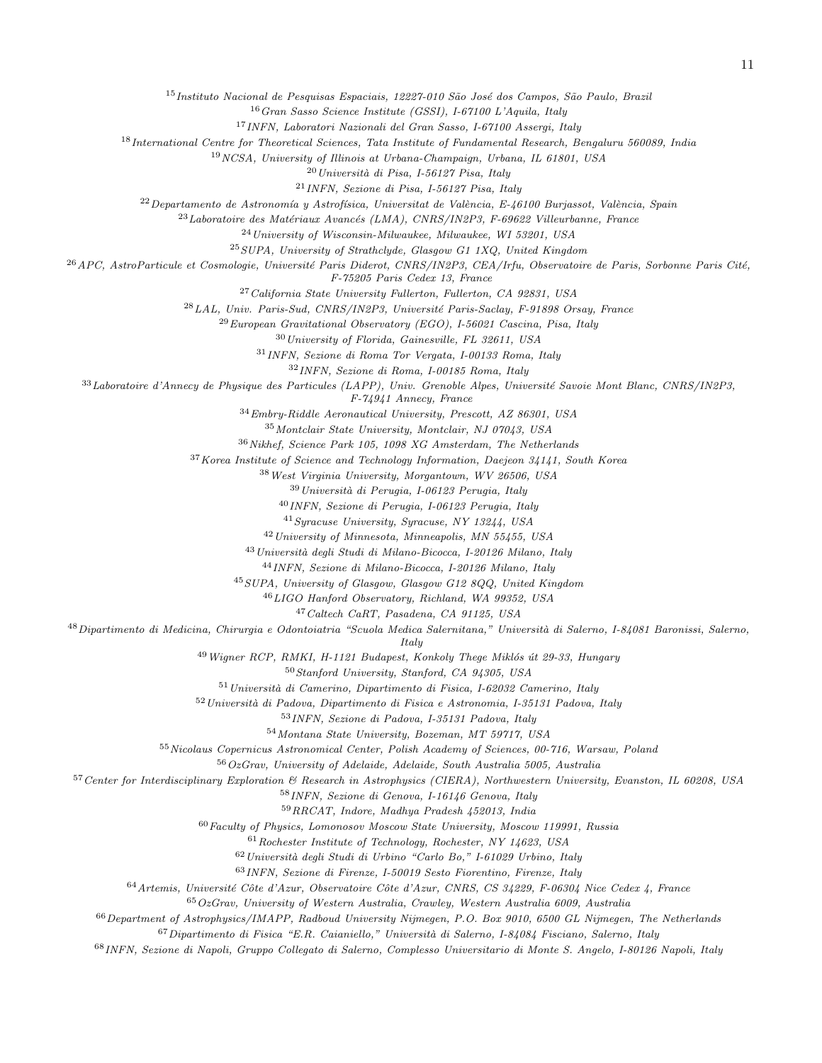[15]*Instituto Nacional de Pesquisas Espaciais, 12227-010 São José dos Campos, São Paulo, Brazil*
[16]*Gran Sasso Science Institute (GSSI), I-67100 L'Aquila, Italy*
[17]*INFN, Laboratori Nazionali del Gran Sasso, I-67100 Assergi, Italy*
[18]*International Centre for Theoretical Sciences, Tata Institute of Fundamental Research, Bengaluru 560089, India*
[19]*NCSA, University of Illinois at Urbana-Champaign, Urbana, IL 61801, USA*
[20]*Università di Pisa, I-56127 Pisa, Italy*
[21]*INFN, Sezione di Pisa, I-56127 Pisa, Italy*
[22]*Departamento de Astronomía y Astrofísica, Universitat de València, E-46100 Burjassot, València, Spain*
[23]*Laboratoire des Matériaux Avancés (LMA), CNRS/IN2P3, F-69622 Villeurbanne, France*
[24]*University of Wisconsin-Milwaukee, Milwaukee, WI 53201, USA*
[25]*SUPA, University of Strathclyde, Glasgow G1 1XQ, United Kingdom*
[26]*APC, AstroParticule et Cosmologie, Université Paris Diderot, CNRS/IN2P3, CEA/Irfu, Observatoire de Paris, Sorbonne Paris Cité, F-75205 Paris Cedex 13, France*
[27]*California State University Fullerton, Fullerton, CA 92831, USA*
[28]*LAL, Univ. Paris-Sud, CNRS/IN2P3, Université Paris-Saclay, F-91898 Orsay, France*
[29]*European Gravitational Observatory (EGO), I-56021 Cascina, Pisa, Italy*
[30]*University of Florida, Gainesville, FL 32611, USA*
[31]*INFN, Sezione di Roma Tor Vergata, I-00133 Roma, Italy*
[32]*INFN, Sezione di Roma, I-00185 Roma, Italy*
[33]*Laboratoire d'Annecy de Physique des Particules (LAPP), Univ. Grenoble Alpes, Université Savoie Mont Blanc, CNRS/IN2P3, F-74941 Annecy, France*
[34]*Embry-Riddle Aeronautical University, Prescott, AZ 86301, USA*
[35]*Montclair State University, Montclair, NJ 07043, USA*
[36]*Nikhef, Science Park 105, 1098 XG Amsterdam, The Netherlands*
[37]*Korea Institute of Science and Technology Information, Daejeon 34141, South Korea*
[38]*West Virginia University, Morgantown, WV 26506, USA*
[39]*Università di Perugia, I-06123 Perugia, Italy*
[40]*INFN, Sezione di Perugia, I-06123 Perugia, Italy*
[41]*Syracuse University, Syracuse, NY 13244, USA*
[42]*University of Minnesota, Minneapolis, MN 55455, USA*
[43]*Università degli Studi di Milano-Bicocca, I-20126 Milano, Italy*
[44]*INFN, Sezione di Milano-Bicocca, I-20126 Milano, Italy*
[45]*SUPA, University of Glasgow, Glasgow G12 8QQ, United Kingdom*
[46]*LIGO Hanford Observatory, Richland, WA 99352, USA*
[47]*Caltech CaRT, Pasadena, CA 91125, USA*
[48]*Dipartimento di Medicina, Chirurgia e Odontoiatria "Scuola Medica Salernitana," Università di Salerno, I-84081 Baronissi, Salerno, Italy*
[49]*Wigner RCP, RMKI, H-1121 Budapest, Konkoly Thege Miklós út 29-33, Hungary*
[50]*Stanford University, Stanford, CA 94305, USA*
[51]*Università di Camerino, Dipartimento di Fisica, I-62032 Camerino, Italy*
[52]*Università di Padova, Dipartimento di Fisica e Astronomia, I-35131 Padova, Italy*
[53]*INFN, Sezione di Padova, I-35131 Padova, Italy*
[54]*Montana State University, Bozeman, MT 59717, USA*
[55]*Nicolaus Copernicus Astronomical Center, Polish Academy of Sciences, 00-716, Warsaw, Poland*
[56]*OzGrav, University of Adelaide, Adelaide, South Australia 5005, Australia*
[57]*Center for Interdisciplinary Exploration & Research in Astrophysics (CIERA), Northwestern University, Evanston, IL 60208, USA*
[58]*INFN, Sezione di Genova, I-16146 Genova, Italy*
[59]*RRCAT, Indore, Madhya Pradesh 452013, India*
[60]*Faculty of Physics, Lomonosov Moscow State University, Moscow 119991, Russia*
[61]*Rochester Institute of Technology, Rochester, NY 14623, USA*
[62]*Università degli Studi di Urbino "Carlo Bo," I-61029 Urbino, Italy*
[63]*INFN, Sezione di Firenze, I-50019 Sesto Fiorentino, Firenze, Italy*
[64]*Artemis, Université Côte d'Azur, Observatoire Côte d'Azur, CNRS, CS 34229, F-06304 Nice Cedex 4, France*
[65]*OzGrav, University of Western Australia, Crawley, Western Australia 6009, Australia*
[66]*Department of Astrophysics/IMAPP, Radboud University Nijmegen, P.O. Box 9010, 6500 GL Nijmegen, The Netherlands*
[67]*Dipartimento di Fisica "E.R. Caianiello," Università di Salerno, I-84084 Fisciano, Salerno, Italy*
[68]*INFN, Sezione di Napoli, Gruppo Collegato di Salerno, Complesso Universitario di Monte S. Angelo, I-80126 Napoli, Italy*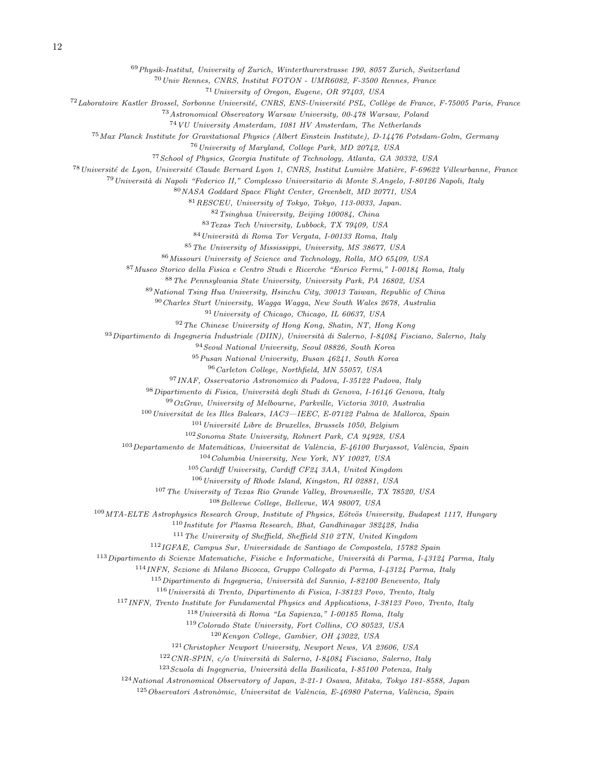[69] Physik-Institut, University of Zurich, Winterthurerstrasse 190, 8057 Zurich, Switzerland
[70] Univ Rennes, CNRS, Institut FOTON - UMR6082, F-3500 Rennes, France
[71] University of Oregon, Eugene, OR 97403, USA
[72] Laboratoire Kastler Brossel, Sorbonne Université, CNRS, ENS-Université PSL, Collège de France, F-75005 Paris, France
[73] Astronomical Observatory Warsaw University, 00-478 Warsaw, Poland
[74] VU University Amsterdam, 1081 HV Amsterdam, The Netherlands
[75] Max Planck Institute for Gravitational Physics (Albert Einstein Institute), D-14476 Potsdam-Golm, Germany
[76] University of Maryland, College Park, MD 20742, USA
[77] School of Physics, Georgia Institute of Technology, Atlanta, GA 30332, USA
[78] Université de Lyon, Université Claude Bernard Lyon 1, CNRS, Institut Lumière Matière, F-69622 Villeurbanne, France
[79] Università di Napoli "Federico II," Complesso Universitario di Monte S.Angelo, I-80126 Napoli, Italy
[80] NASA Goddard Space Flight Center, Greenbelt, MD 20771, USA
[81] RESCEU, University of Tokyo, Tokyo, 113-0033, Japan.
[82] Tsinghua University, Beijing 100084, China
[83] Texas Tech University, Lubbock, TX 79409, USA
[84] Università di Roma Tor Vergata, I-00133 Roma, Italy
[85] The University of Mississippi, University, MS 38677, USA
[86] Missouri University of Science and Technology, Rolla, MO 65409, USA
[87] Museo Storico della Fisica e Centro Studi e Ricerche "Enrico Fermi," I-00184 Roma, Italy
[88] The Pennsylvania State University, University Park, PA 16802, USA
[89] National Tsing Hua University, Hsinchu City, 30013 Taiwan, Republic of China
[90] Charles Sturt University, Wagga Wagga, New South Wales 2678, Australia
[91] University of Chicago, Chicago, IL 60637, USA
[92] The Chinese University of Hong Kong, Shatin, NT, Hong Kong
[93] Dipartimento di Ingegneria Industriale (DIIN), Università di Salerno, I-84084 Fisciano, Salerno, Italy
[94] Seoul National University, Seoul 08826, South Korea
[95] Pusan National University, Busan 46241, South Korea
[96] Carleton College, Northfield, MN 55057, USA
[97] INAF, Osservatorio Astronomico di Padova, I-35122 Padova, Italy
[98] Dipartimento di Fisica, Università degli Studi di Genova, I-16146 Genova, Italy
[99] OzGrav, University of Melbourne, Parkville, Victoria 3010, Australia
[100] Universitat de les Illes Balears, IAC3—IEEC, E-07122 Palma de Mallorca, Spain
[101] Université Libre de Bruxelles, Brussels 1050, Belgium
[102] Sonoma State University, Rohnert Park, CA 94928, USA
[103] Departamento de Matemáticas, Universitat de València, E-46100 Burjassot, València, Spain
[104] Columbia University, New York, NY 10027, USA
[105] Cardiff University, Cardiff CF24 3AA, United Kingdom
[106] University of Rhode Island, Kingston, RI 02881, USA
[107] The University of Texas Rio Grande Valley, Brownsville, TX 78520, USA
[108] Bellevue College, Bellevue, WA 98007, USA
[109] MTA-ELTE Astrophysics Research Group, Institute of Physics, Eötvös University, Budapest 1117, Hungary
[110] Institute for Plasma Research, Bhat, Gandhinagar 382428, India
[111] The University of Sheffield, Sheffield S10 2TN, United Kingdom
[112] IGFAE, Campus Sur, Universidade de Santiago de Compostela, 15782 Spain
[113] Dipartimento di Scienze Matematiche, Fisiche e Informatiche, Università di Parma, I-43124 Parma, Italy
[114] INFN, Sezione di Milano Bicocca, Gruppo Collegato di Parma, I-43124 Parma, Italy
[115] Dipartimento di Ingegneria, Università del Sannio, I-82100 Benevento, Italy
[116] Università di Trento, Dipartimento di Fisica, I-38123 Povo, Trento, Italy
[117] INFN, Trento Institute for Fundamental Physics and Applications, I-38123 Povo, Trento, Italy
[118] Università di Roma "La Sapienza," I-00185 Roma, Italy
[119] Colorado State University, Fort Collins, CO 80523, USA
[120] Kenyon College, Gambier, OH 43022, USA
[121] Christopher Newport University, Newport News, VA 23606, USA
[122] CNR-SPIN, c/o Università di Salerno, I-84084 Fisciano, Salerno, Italy
[123] Scuola di Ingegneria, Università della Basilicata, I-85100 Potenza, Italy
[124] National Astronomical Observatory of Japan, 2-21-1 Osawa, Mitaka, Tokyo 181-8588, Japan
[125] Observatori Astronòmic, Universitat de València, E-46980 Paterna, València, Spain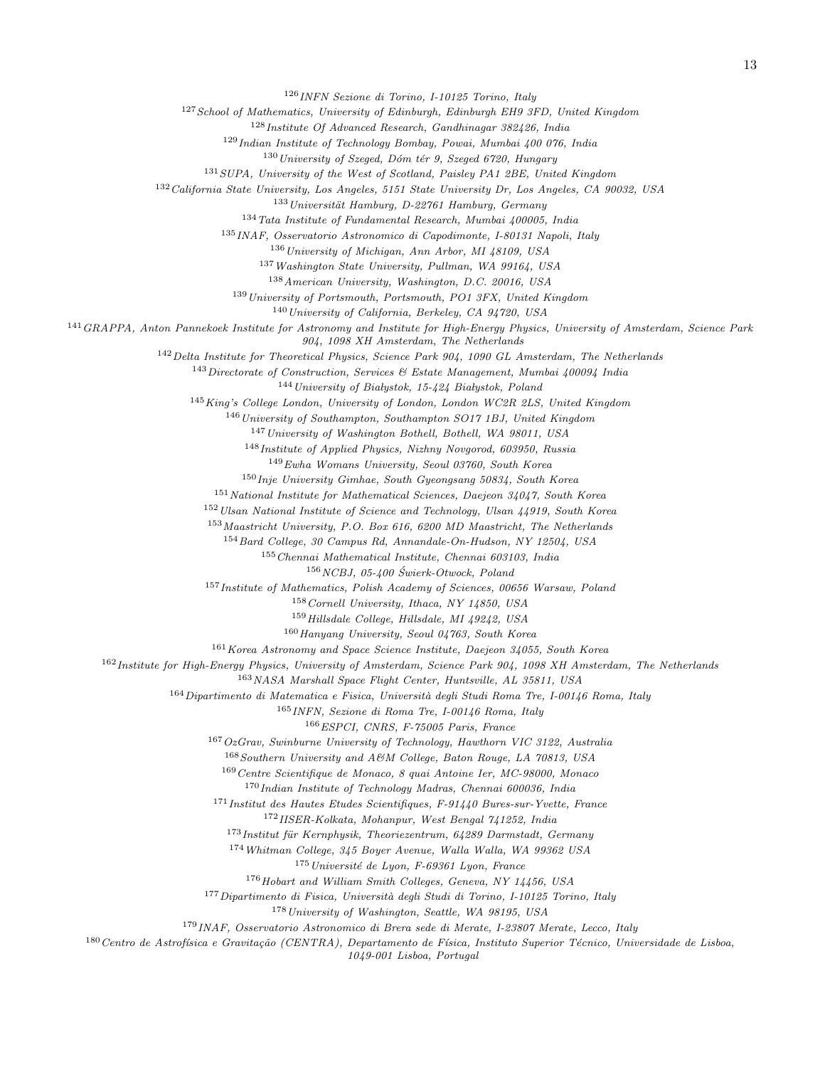[126] *INFN Sezione di Torino, I-10125 Torino, Italy*
[127] *School of Mathematics, University of Edinburgh, Edinburgh EH9 3FD, United Kingdom*
[128] *Institute Of Advanced Research, Gandhinagar 382426, India*
[129] *Indian Institute of Technology Bombay, Powai, Mumbai 400 076, India*
[130] *University of Szeged, Dóm tér 9, Szeged 6720, Hungary*
[131] *SUPA, University of the West of Scotland, Paisley PA1 2BE, United Kingdom*
[132] *California State University, Los Angeles, 5151 State University Dr, Los Angeles, CA 90032, USA*
[133] *Universität Hamburg, D-22761 Hamburg, Germany*
[134] *Tata Institute of Fundamental Research, Mumbai 400005, India*
[135] *INAF, Osservatorio Astronomico di Capodimonte, I-80131 Napoli, Italy*
[136] *University of Michigan, Ann Arbor, MI 48109, USA*
[137] *Washington State University, Pullman, WA 99164, USA*
[138] *American University, Washington, D.C. 20016, USA*
[139] *University of Portsmouth, Portsmouth, PO1 3FX, United Kingdom*
[140] *University of California, Berkeley, CA 94720, USA*
[141] *GRAPPA, Anton Pannekoek Institute for Astronomy and Institute for High-Energy Physics, University of Amsterdam, Science Park 904, 1098 XH Amsterdam, The Netherlands*
[142] *Delta Institute for Theoretical Physics, Science Park 904, 1090 GL Amsterdam, The Netherlands*
[143] *Directorate of Construction, Services & Estate Management, Mumbai 400094 India*
[144] *University of Białystok, 15-424 Białystok, Poland*
[145] *King's College London, University of London, London WC2R 2LS, United Kingdom*
[146] *University of Southampton, Southampton SO17 1BJ, United Kingdom*
[147] *University of Washington Bothell, Bothell, WA 98011, USA*
[148] *Institute of Applied Physics, Nizhny Novgorod, 603950, Russia*
[149] *Ewha Womans University, Seoul 03760, South Korea*
[150] *Inje University Gimhae, South Gyeongsang 50834, South Korea*
[151] *National Institute for Mathematical Sciences, Daejeon 34047, South Korea*
[152] *Ulsan National Institute of Science and Technology, Ulsan 44919, South Korea*
[153] *Maastricht University, P.O. Box 616, 6200 MD Maastricht, The Netherlands*
[154] *Bard College, 30 Campus Rd, Annandale-On-Hudson, NY 12504, USA*
[155] *Chennai Mathematical Institute, Chennai 603103, India*
[156] *NCBJ, 05-400 Świerk-Otwock, Poland*
[157] *Institute of Mathematics, Polish Academy of Sciences, 00656 Warsaw, Poland*
[158] *Cornell University, Ithaca, NY 14850, USA*
[159] *Hillsdale College, Hillsdale, MI 49242, USA*
[160] *Hanyang University, Seoul 04763, South Korea*
[161] *Korea Astronomy and Space Science Institute, Daejeon 34055, South Korea*
[162] *Institute for High-Energy Physics, University of Amsterdam, Science Park 904, 1098 XH Amsterdam, The Netherlands*
[163] *NASA Marshall Space Flight Center, Huntsville, AL 35811, USA*
[164] *Dipartimento di Matematica e Fisica, Università degli Studi Roma Tre, I-00146 Roma, Italy*
[165] *INFN, Sezione di Roma Tre, I-00146 Roma, Italy*
[166] *ESPCI, CNRS, F-75005 Paris, France*
[167] *OzGrav, Swinburne University of Technology, Hawthorn VIC 3122, Australia*
[168] *Southern University and A&M College, Baton Rouge, LA 70813, USA*
[169] *Centre Scientifique de Monaco, 8 quai Antoine Ier, MC-98000, Monaco*
[170] *Indian Institute of Technology Madras, Chennai 600036, India*
[171] *Institut des Hautes Etudes Scientifiques, F-91440 Bures-sur-Yvette, France*
[172] *IISER-Kolkata, Mohanpur, West Bengal 741252, India*
[173] *Institut für Kernphysik, Theoriezentrum, 64289 Darmstadt, Germany*
[174] *Whitman College, 345 Boyer Avenue, Walla Walla, WA 99362 USA*
[175] *Université de Lyon, F-69361 Lyon, France*
[176] *Hobart and William Smith Colleges, Geneva, NY 14456, USA*
[177] *Dipartimento di Fisica, Università degli Studi di Torino, I-10125 Torino, Italy*
[178] *University of Washington, Seattle, WA 98195, USA*
[179] *INAF, Osservatorio Astronomico di Brera sede di Merate, I-23807 Merate, Lecco, Italy*
[180] *Centro de Astrofísica e Gravitação (CENTRA), Departamento de Física, Instituto Superior Técnico, Universidade de Lisboa, 1049-001 Lisboa, Portugal*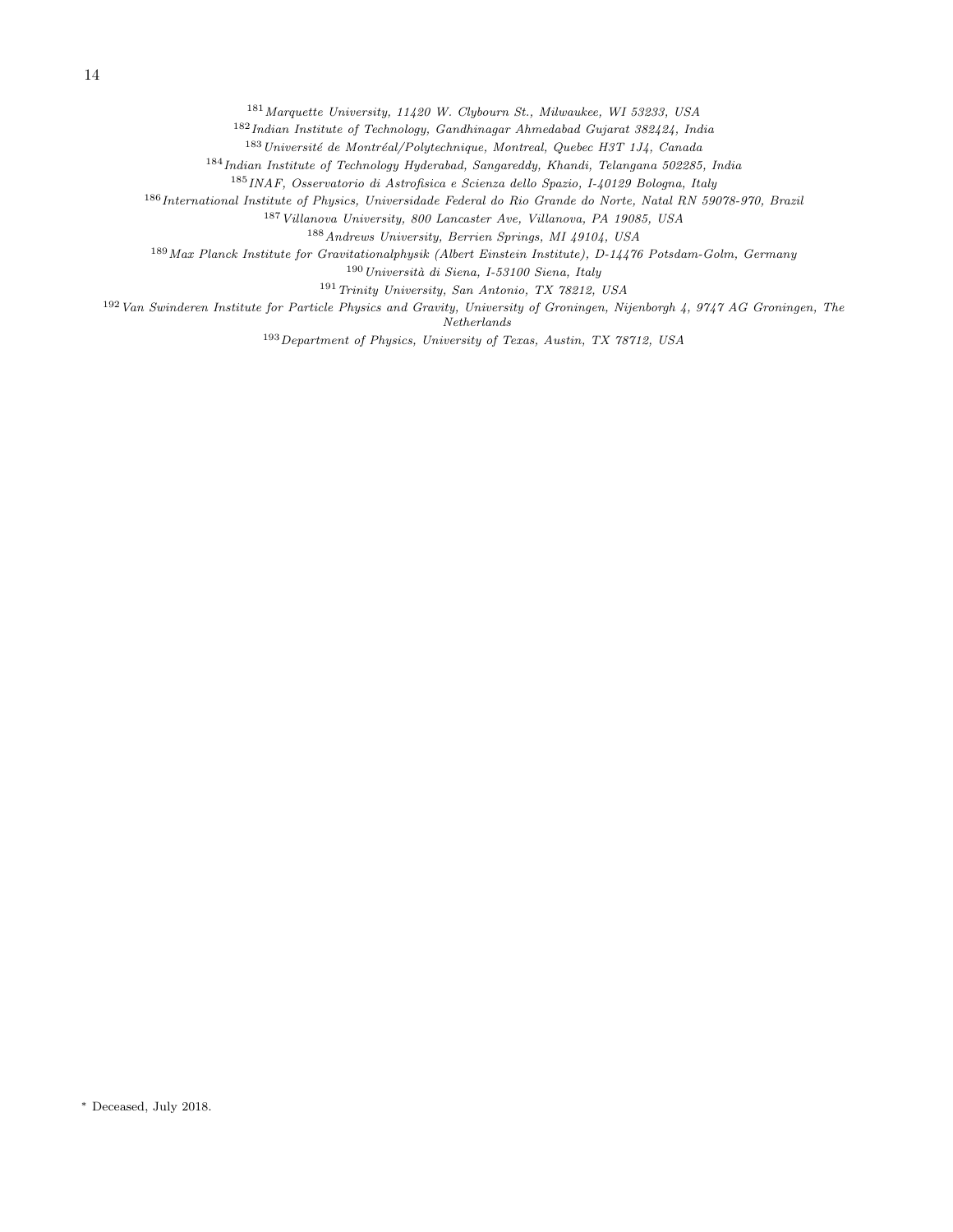[181] *Marquette University, 11420 W. Clybourn St., Milwaukee, WI 53233, USA*

[182] *Indian Institute of Technology, Gandhinagar Ahmedabad Gujarat 382424, India*

[183] *Université de Montréal/Polytechnique, Montreal, Quebec H3T 1J4, Canada*

[184] *Indian Institute of Technology Hyderabad, Sangareddy, Khandi, Telangana 502285, India*

[185] *INAF, Osservatorio di Astrofisica e Scienza dello Spazio, I-40129 Bologna, Italy*

[186] *International Institute of Physics, Universidade Federal do Rio Grande do Norte, Natal RN 59078-970, Brazil*

[187] *Villanova University, 800 Lancaster Ave, Villanova, PA 19085, USA*

[188] *Andrews University, Berrien Springs, MI 49104, USA*

[189] *Max Planck Institute for Gravitationalphysik (Albert Einstein Institute), D-14476 Potsdam-Golm, Germany*

[190] *Università di Siena, I-53100 Siena, Italy*

[191] *Trinity University, San Antonio, TX 78212, USA*

[192] *Van Swinderen Institute for Particle Physics and Gravity, University of Groningen, Nijenborgh 4, 9747 AG Groningen, The Netherlands*

[193] *Department of Physics, University of Texas, Austin, TX 78712, USA*

[*] Deceased, July 2018.